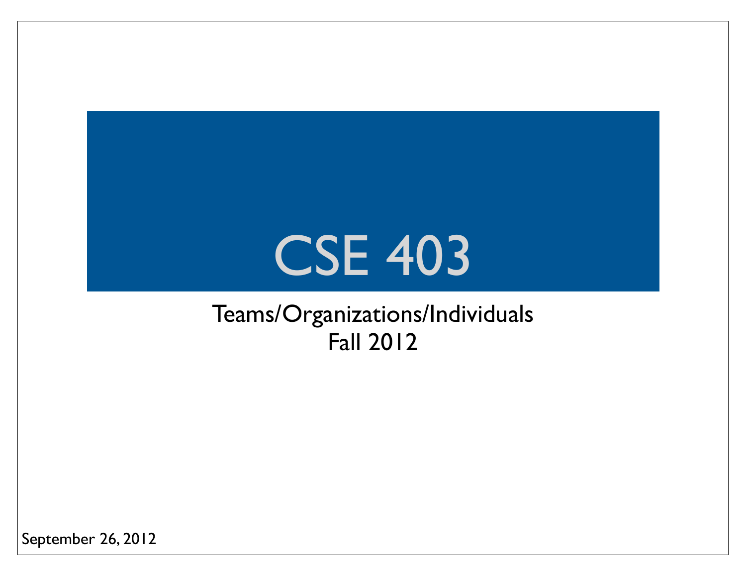# CSE 403

Teams/Organizations/Individuals
Fall 2012

September 26, 2012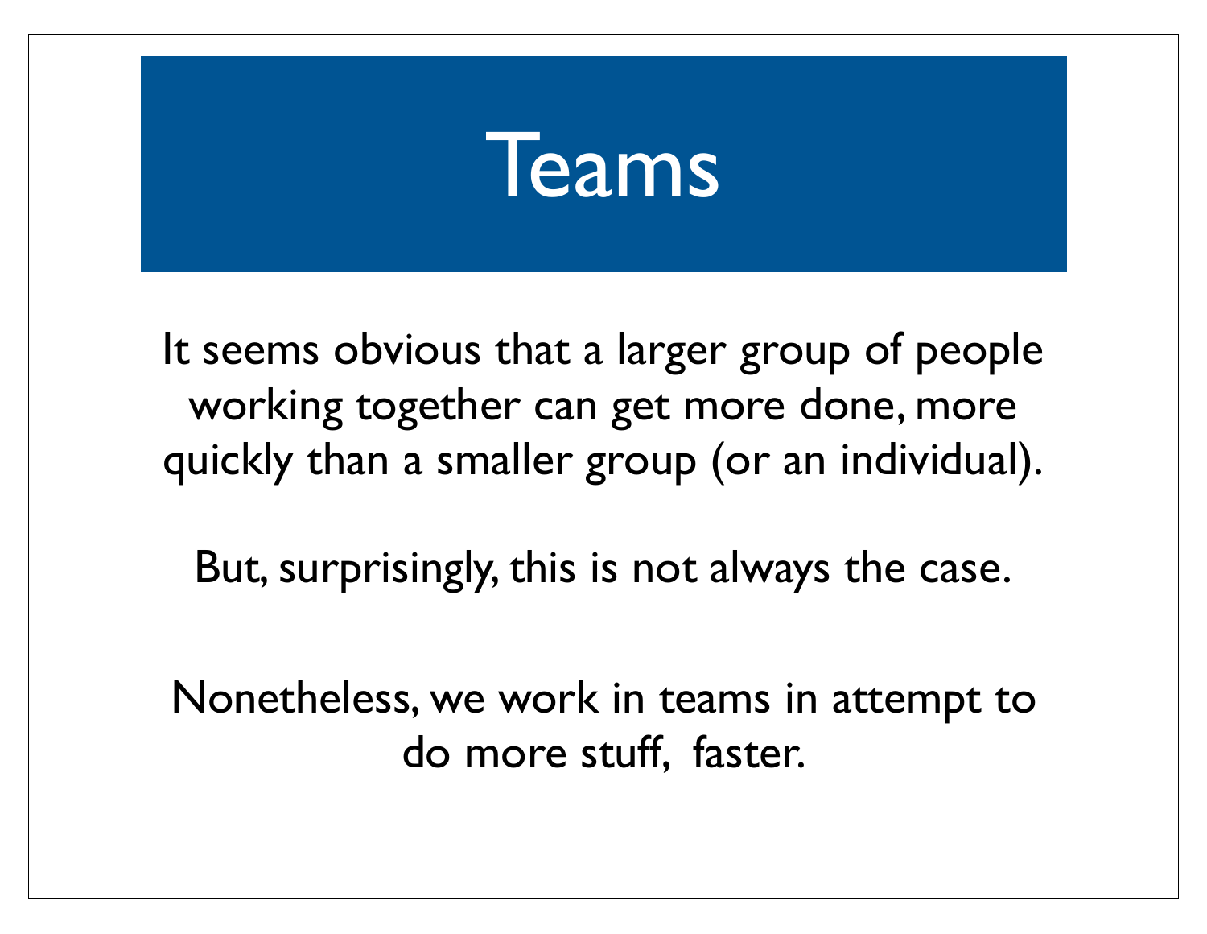# Teams

It seems obvious that a larger group of people working together can get more done, more quickly than a smaller group (or an individual).

But, surprisingly, this is not always the case.

Nonetheless, we work in teams in attempt to do more stuff, faster.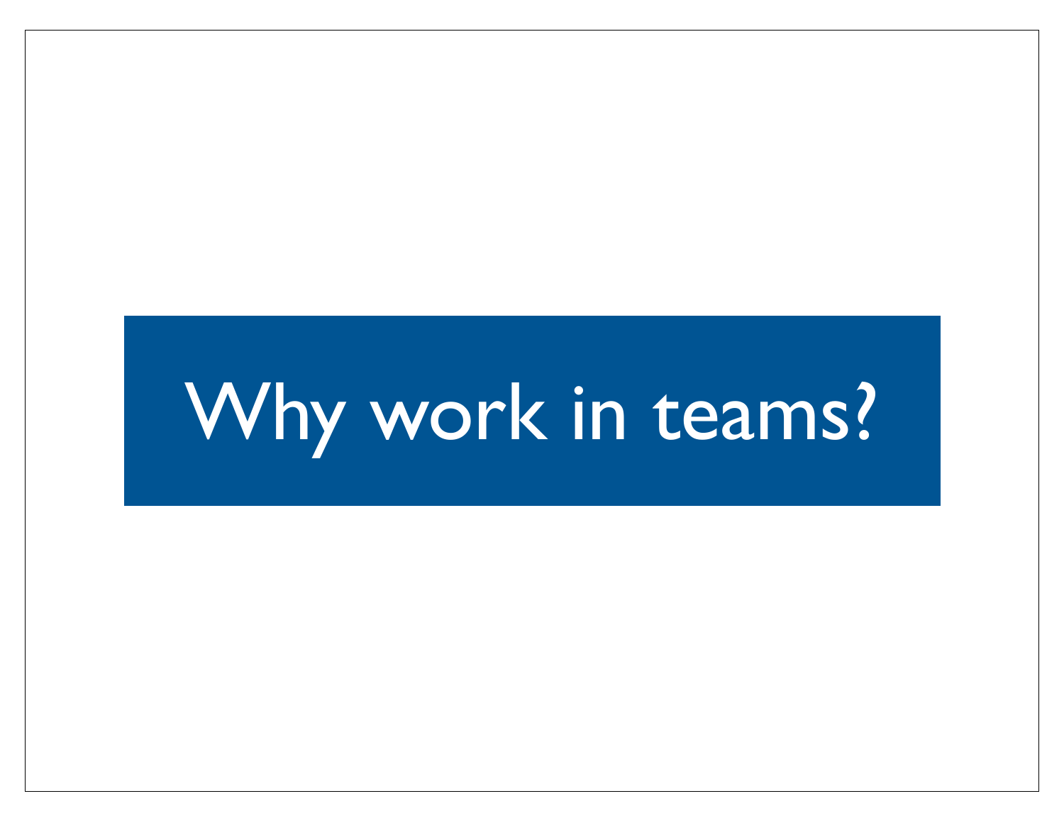# Why work in teams?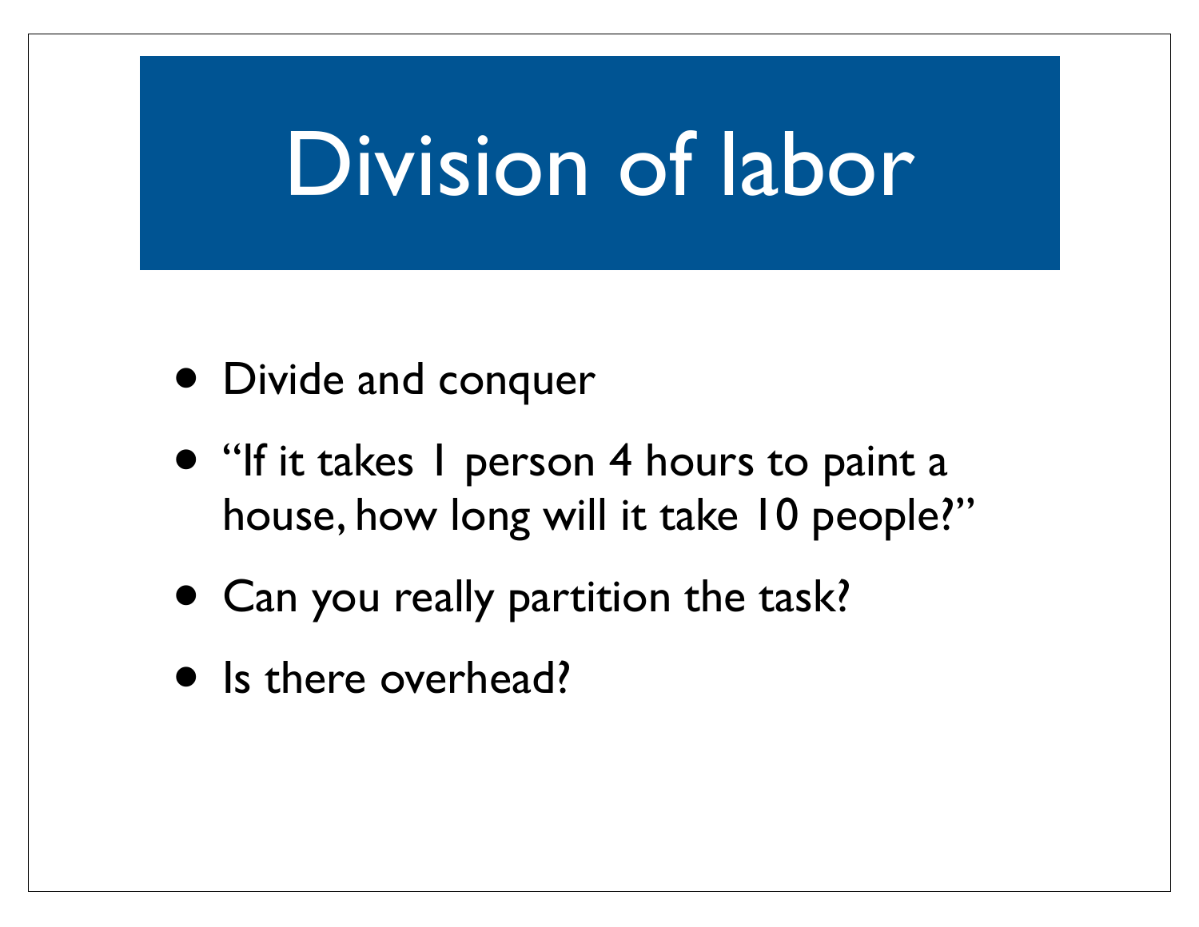# Division of labor

- Divide and conquer
- "If it takes 1 person 4 hours to paint a house, how long will it take 10 people?"
- Can you really partition the task?
- Is there overhead?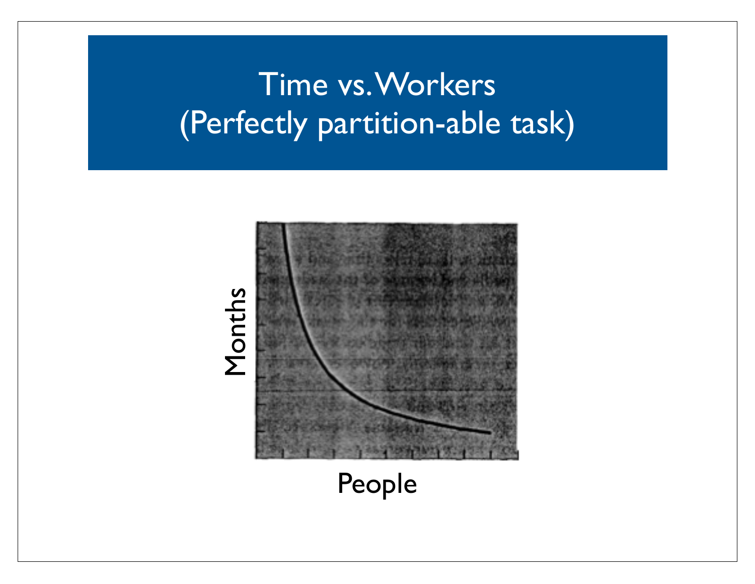# Time vs. Workers (Perfectly partition-able task)

Months

People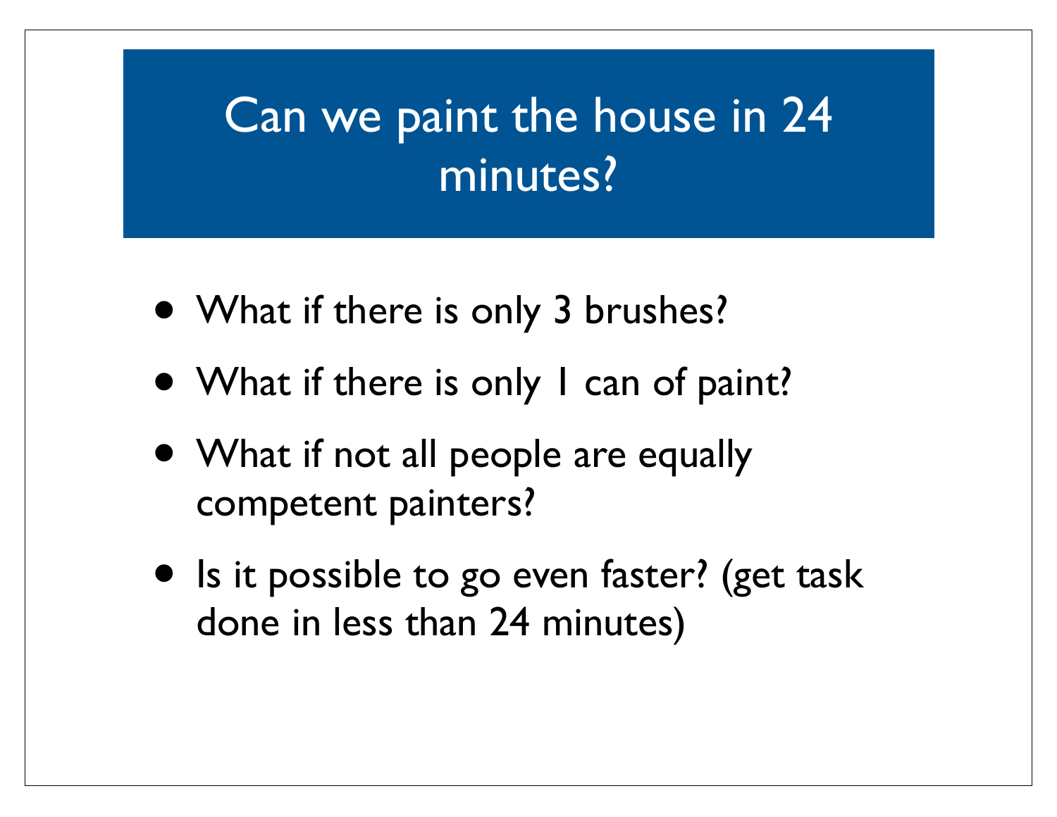# Can we paint the house in 24 minutes?

- What if there is only 3 brushes?
- What if there is only 1 can of paint?
- What if not all people are equally competent painters?
- Is it possible to go even faster? (get task done in less than 24 minutes)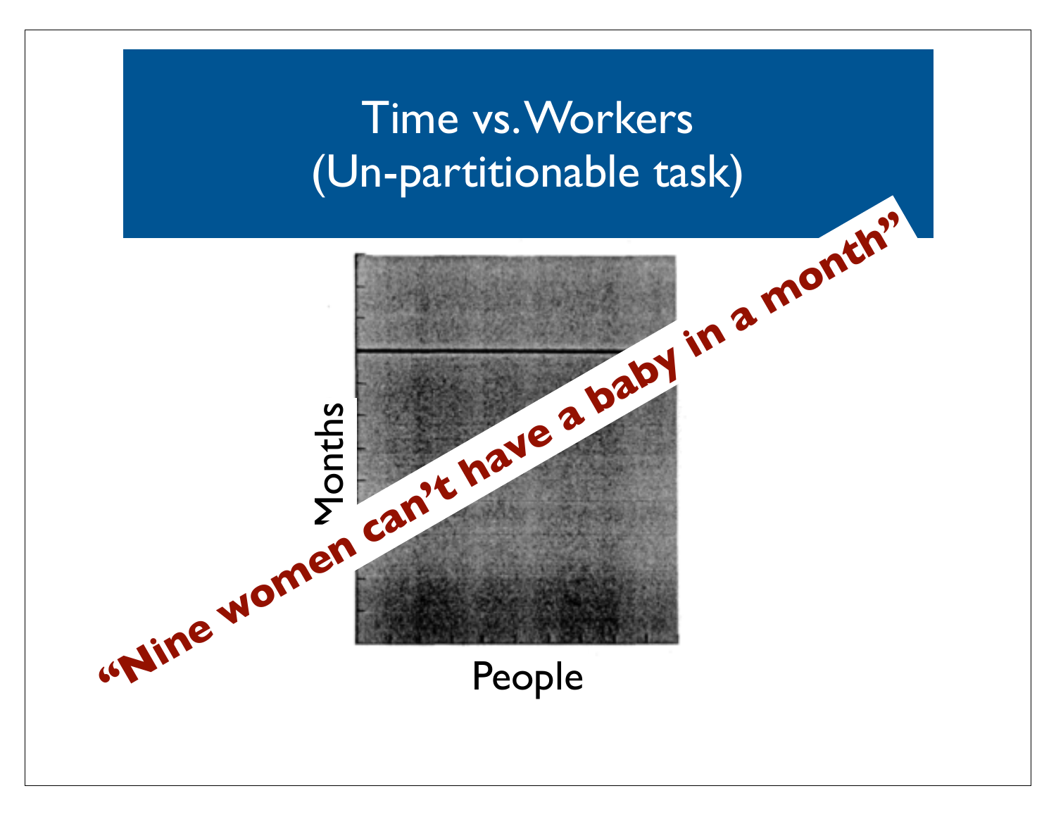# Time vs. Workers (Un-partitionable task)

Months

People

**"Nine women can't have a baby in a month"**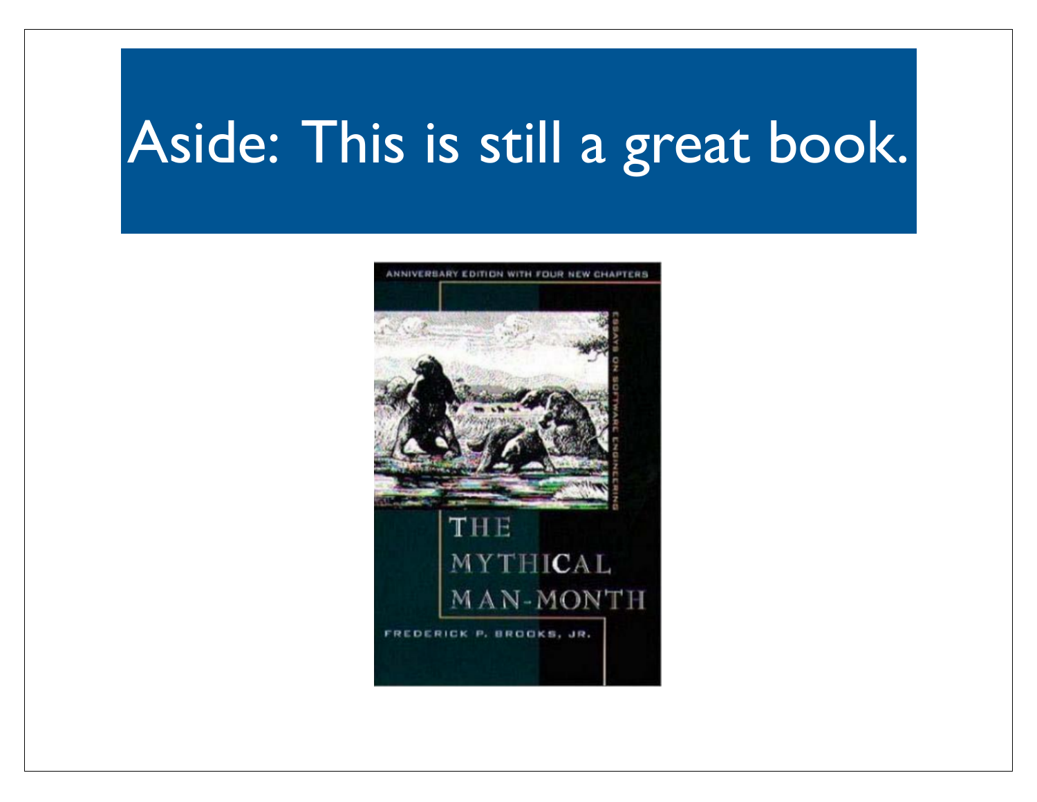# Aside: This is still a great book.

ANNIVERSARY EDITION WITH FOUR NEW CHAPTERS

ESSAYS ON SOFTWARE ENGINEERING

THE MYTHICAL MAN-MONTH

FREDERICK P. BROOKS, JR.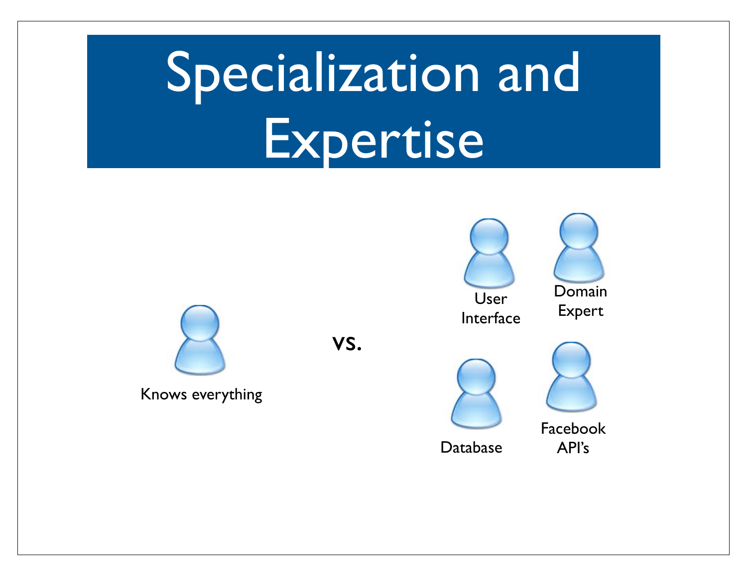# Specialization and Expertise

Knows everything

**vs.**

User Interface

Domain Expert

Database

Facebook API's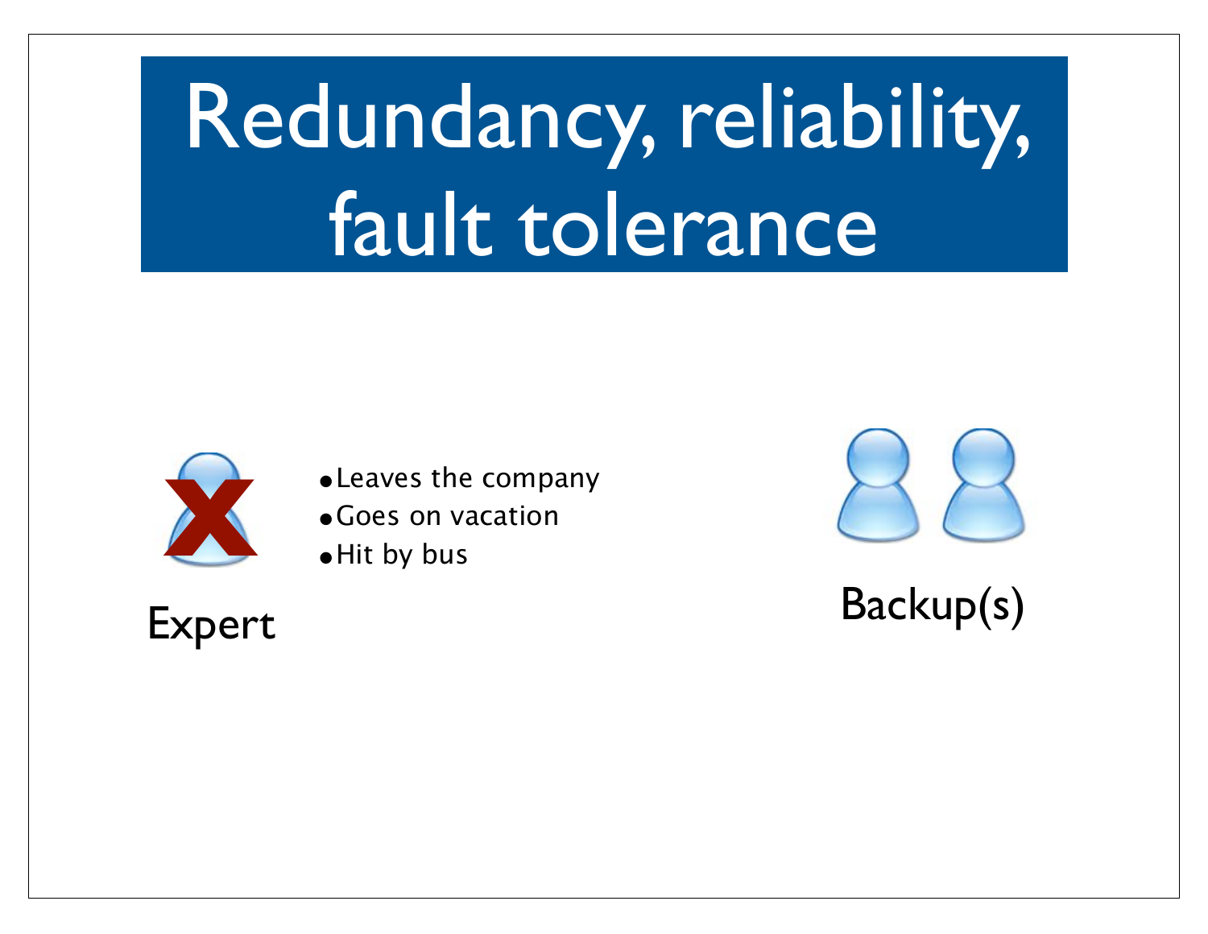# Redundancy, reliability, fault tolerance

Expert

- Leaves the company
- Goes on vacation
- Hit by bus

Backup(s)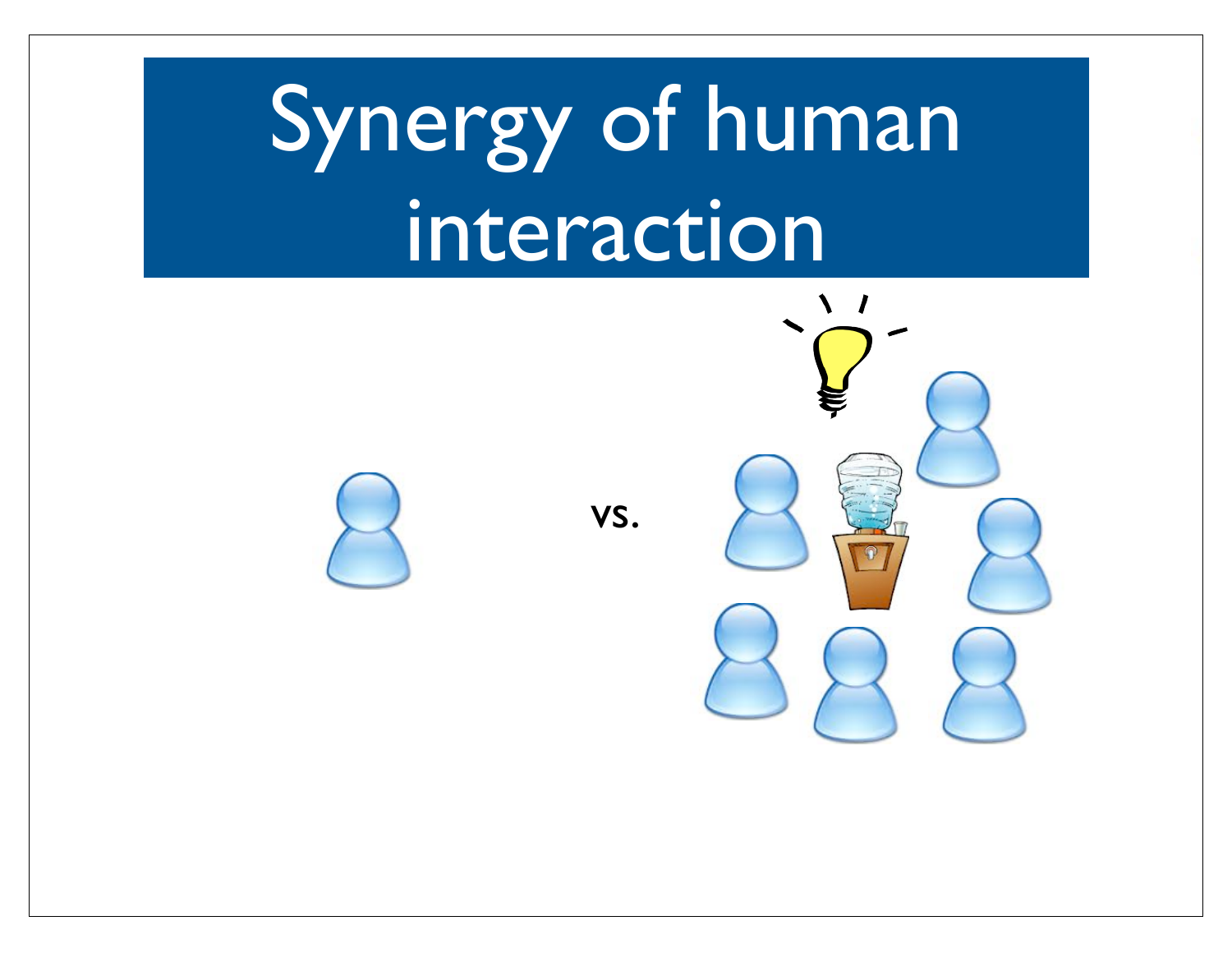# Synergy of human interaction

vs.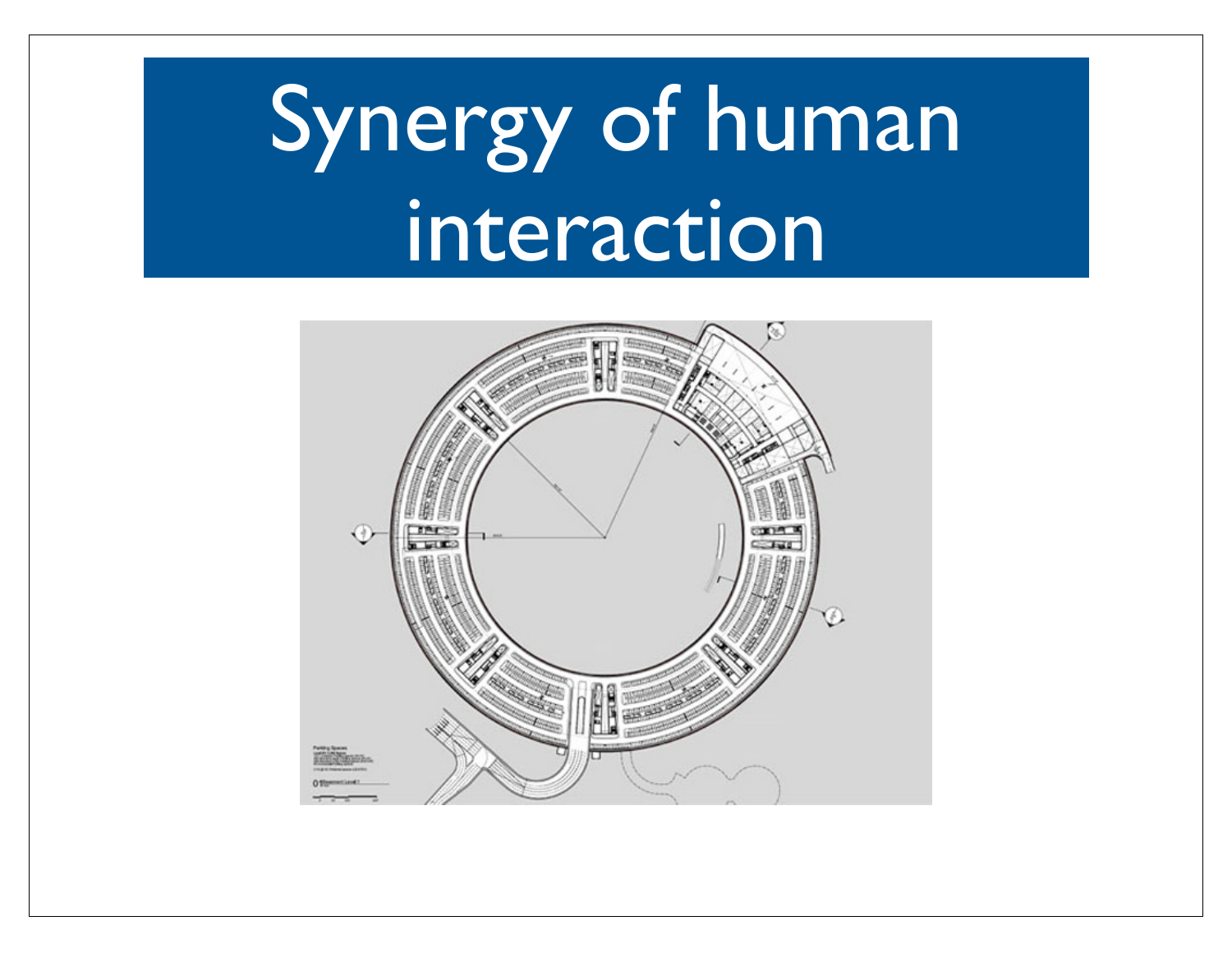# Synergy of human interaction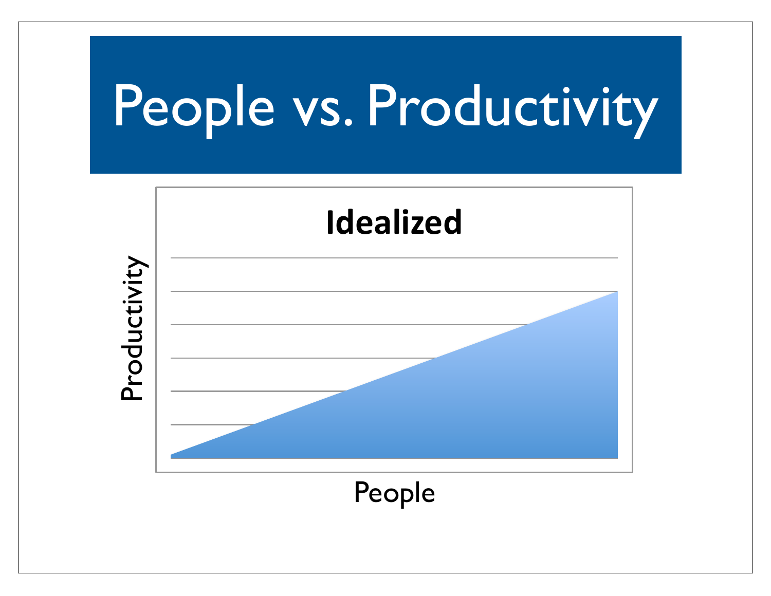# People vs. Productivity

**Idealized**

Productivity

People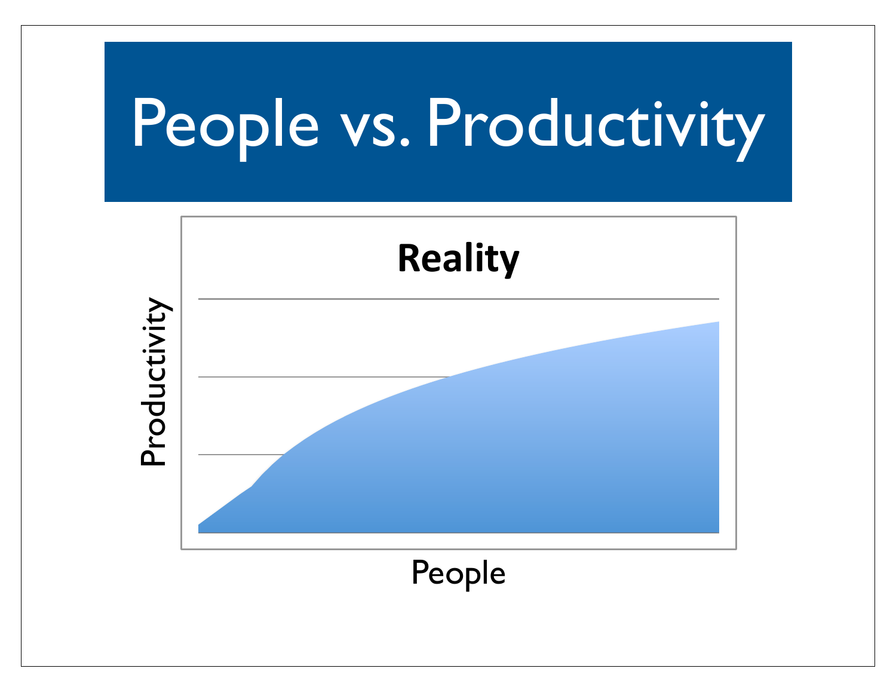# People vs. Productivity

**Reality**

Productivity

People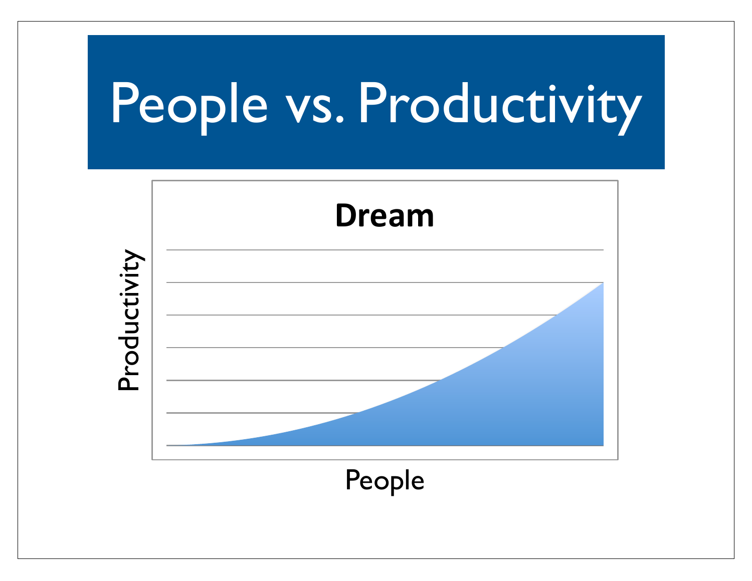# People vs. Productivity

**Dream**

Productivity

People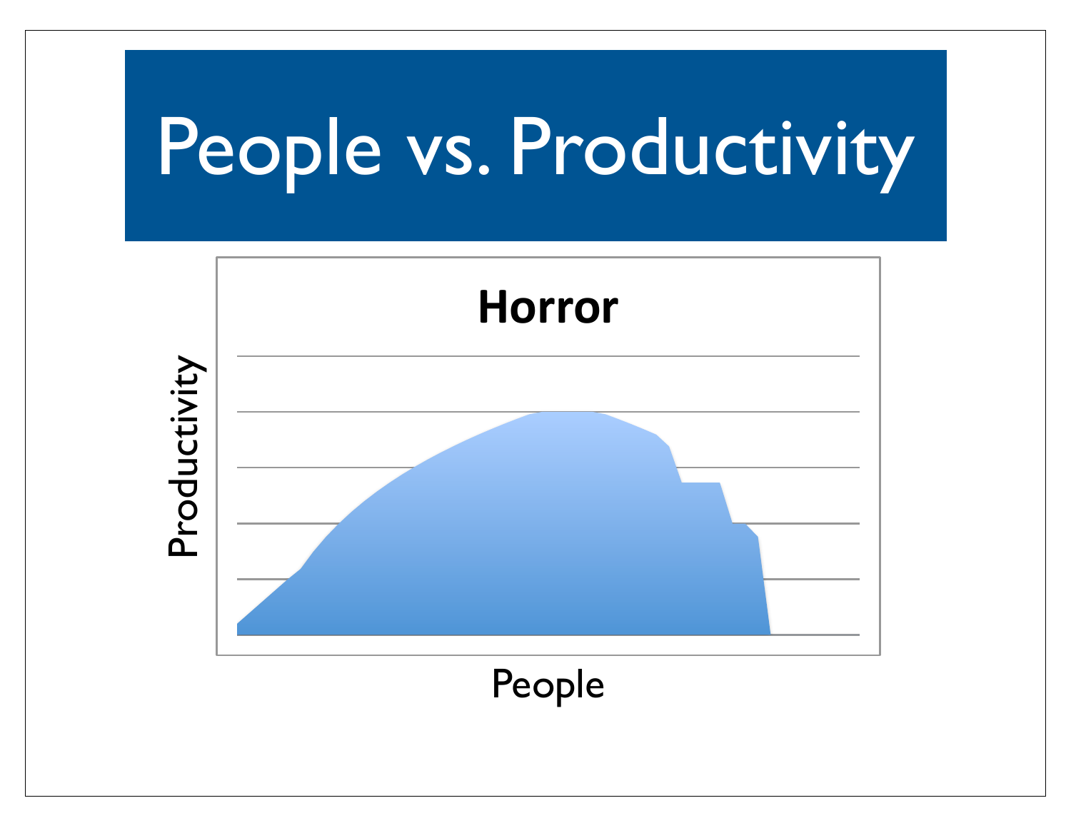# People vs. Productivity

**Horror**

Productivity

People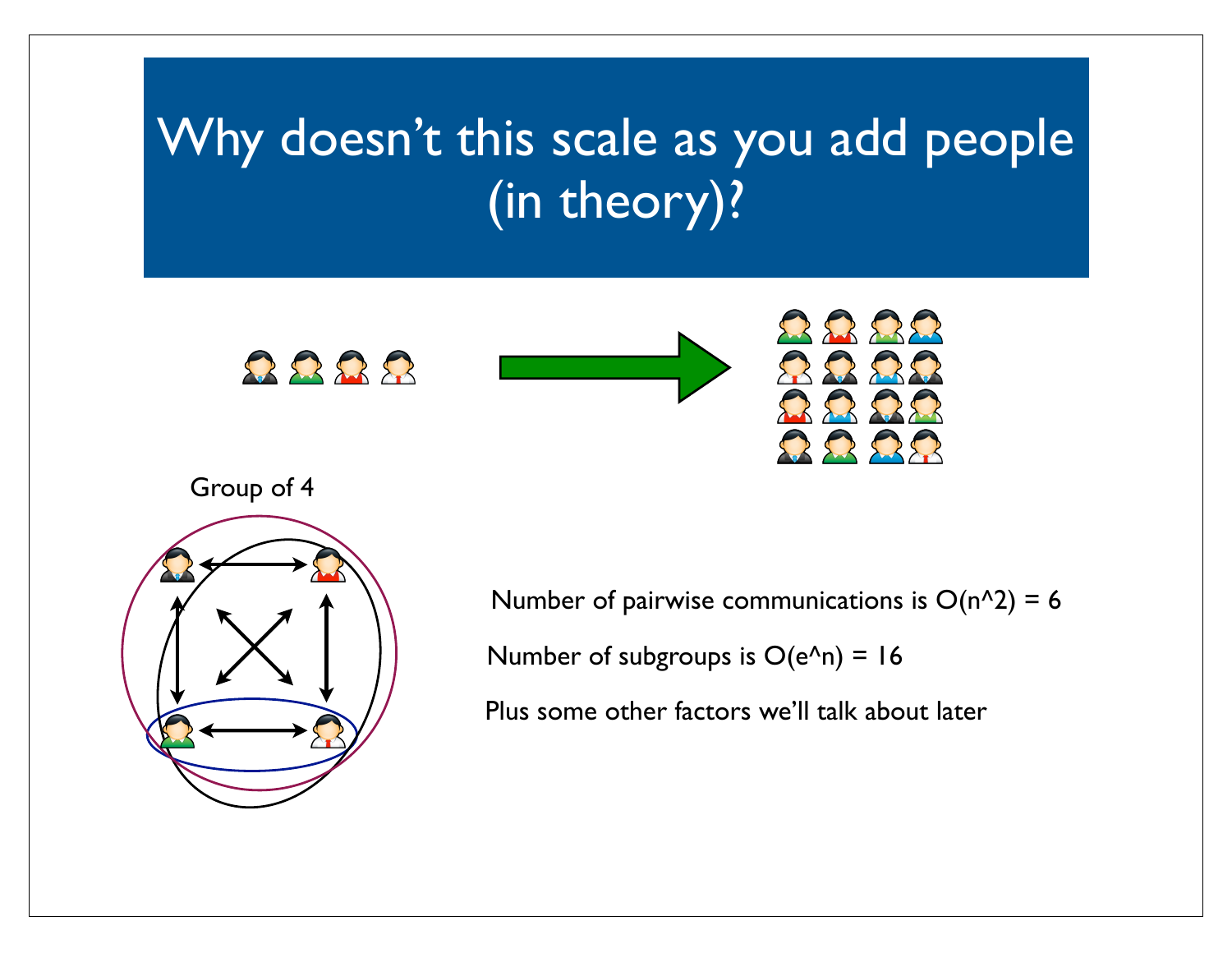# Why doesn't this scale as you add people (in theory)?

Group of 4

Number of pairwise communications is $O(n^2) = 6$

Number of subgroups is $O(e^n) = 16$

Plus some other factors we'll talk about later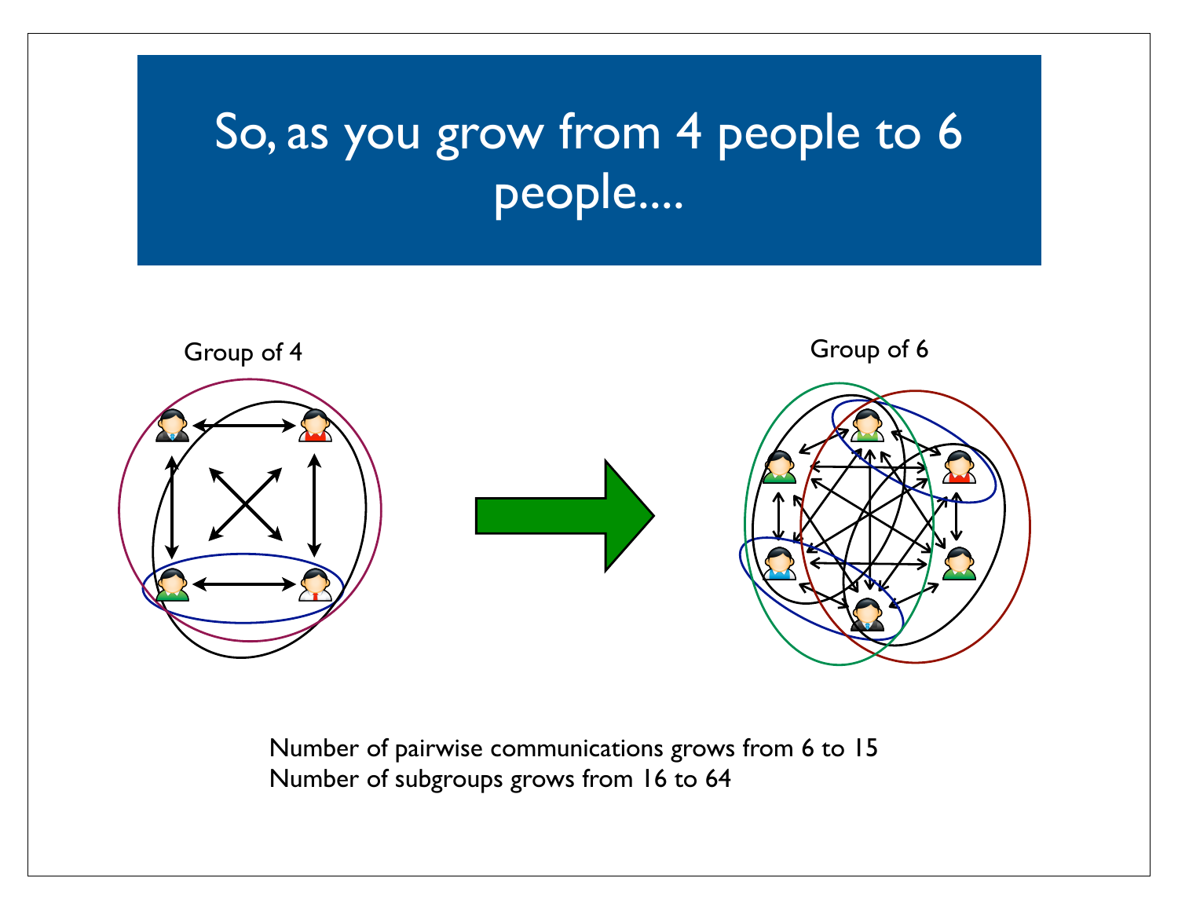# So, as you grow from 4 people to 6 people....

Group of 4

Group of 6

Number of pairwise communications grows from 6 to 15
Number of subgroups grows from 16 to 64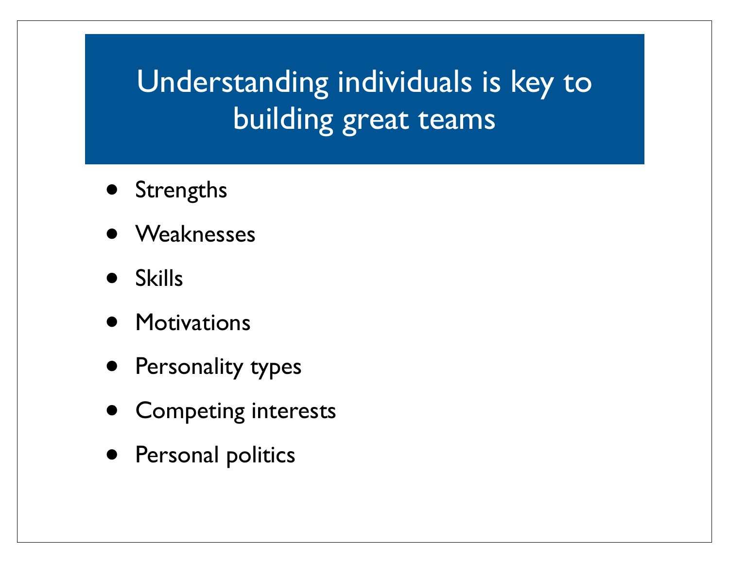# Understanding individuals is key to building great teams

- Strengths
- Weaknesses
- Skills
- Motivations
- Personality types
- Competing interests
- Personal politics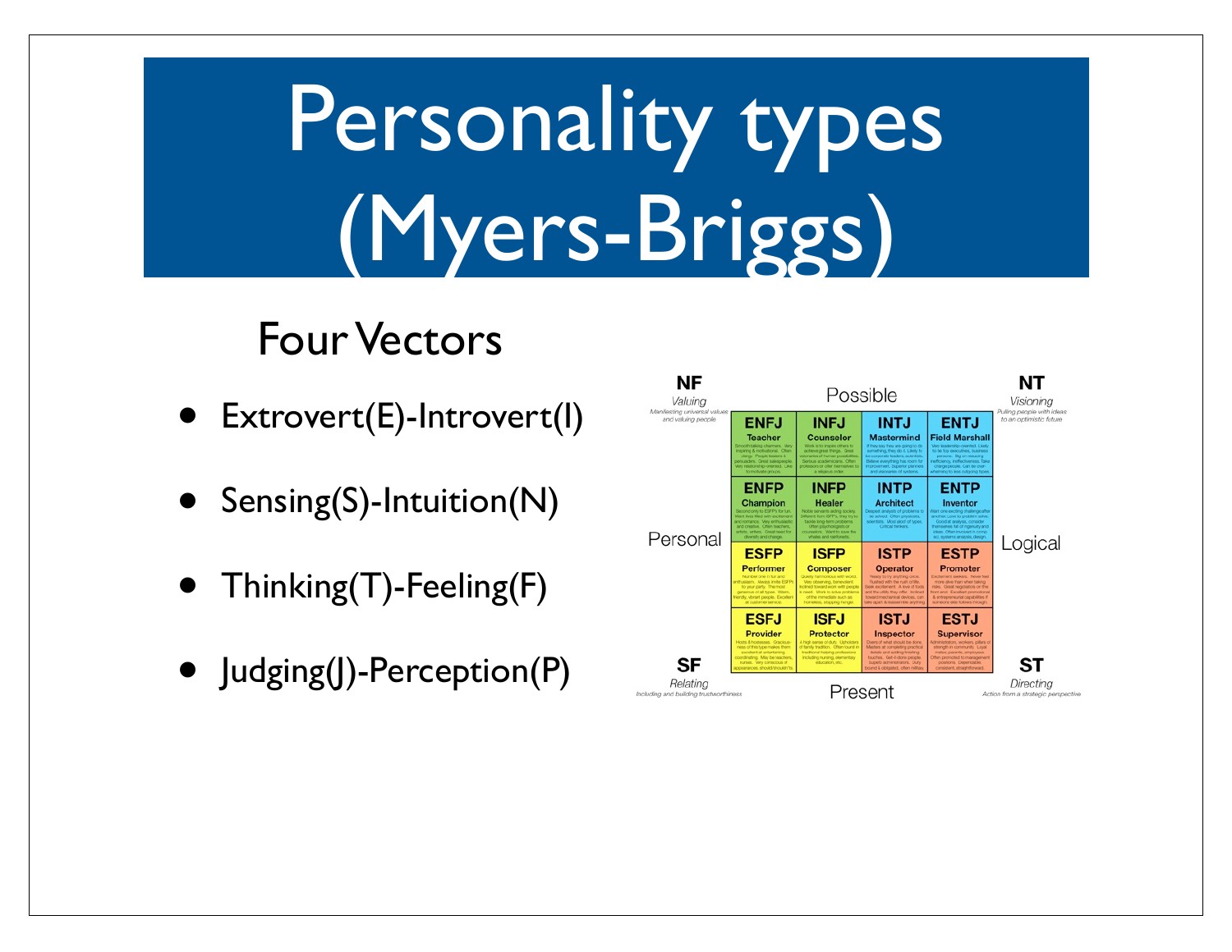# Personality types (Myers-Briggs)

## Four Vectors

- Extrovert(E)-Introvert(I)
- Sensing(S)-Intuition(N)
- Thinking(T)-Feeling(F)
- Judging(J)-Perception(P)

**NF** *Valuing* *Manifesting universal values and valuing people*

**NT** *Visioning* *Pulling people with ideas to an optimistic future*

Possible

| ENFJ Teacher | INFJ Counselor | INTJ Mastermind | ENTJ Field Marshall |
|---|---|---|---|
| ENFP Champion | INFP Healer | INTP Architect | ENTP Inventor |
| ESFP Performer | ISFP Composer | ISTP Operator | ESTP Promoter |
| ESFJ Provider | ISFJ Protector | ISTJ Inspector | ESTJ Supervisor |

Personal — Logical

Present

**SF** *Relating* *Including and building trustworthiness*

**ST** *Directing* *Action from a strategic perspective*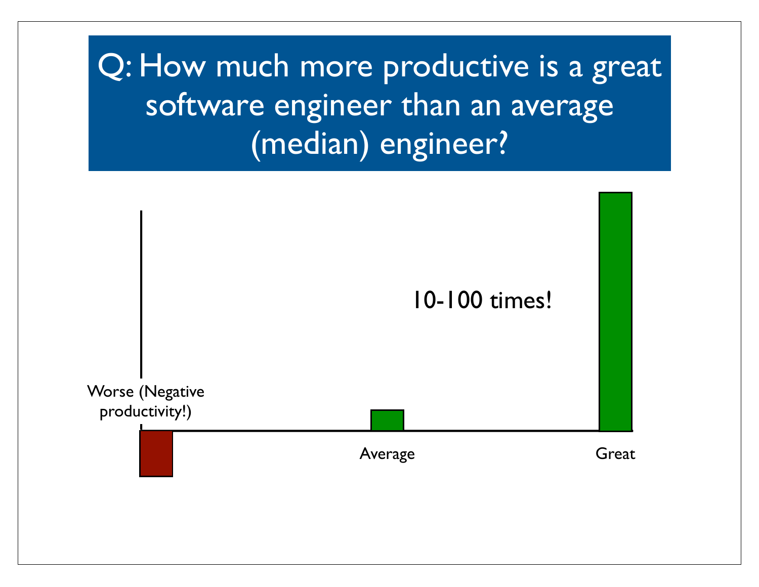# Q: How much more productive is a great software engineer than an average (median) engineer?

10-100 times!

Worse (Negative productivity!)

Average

Great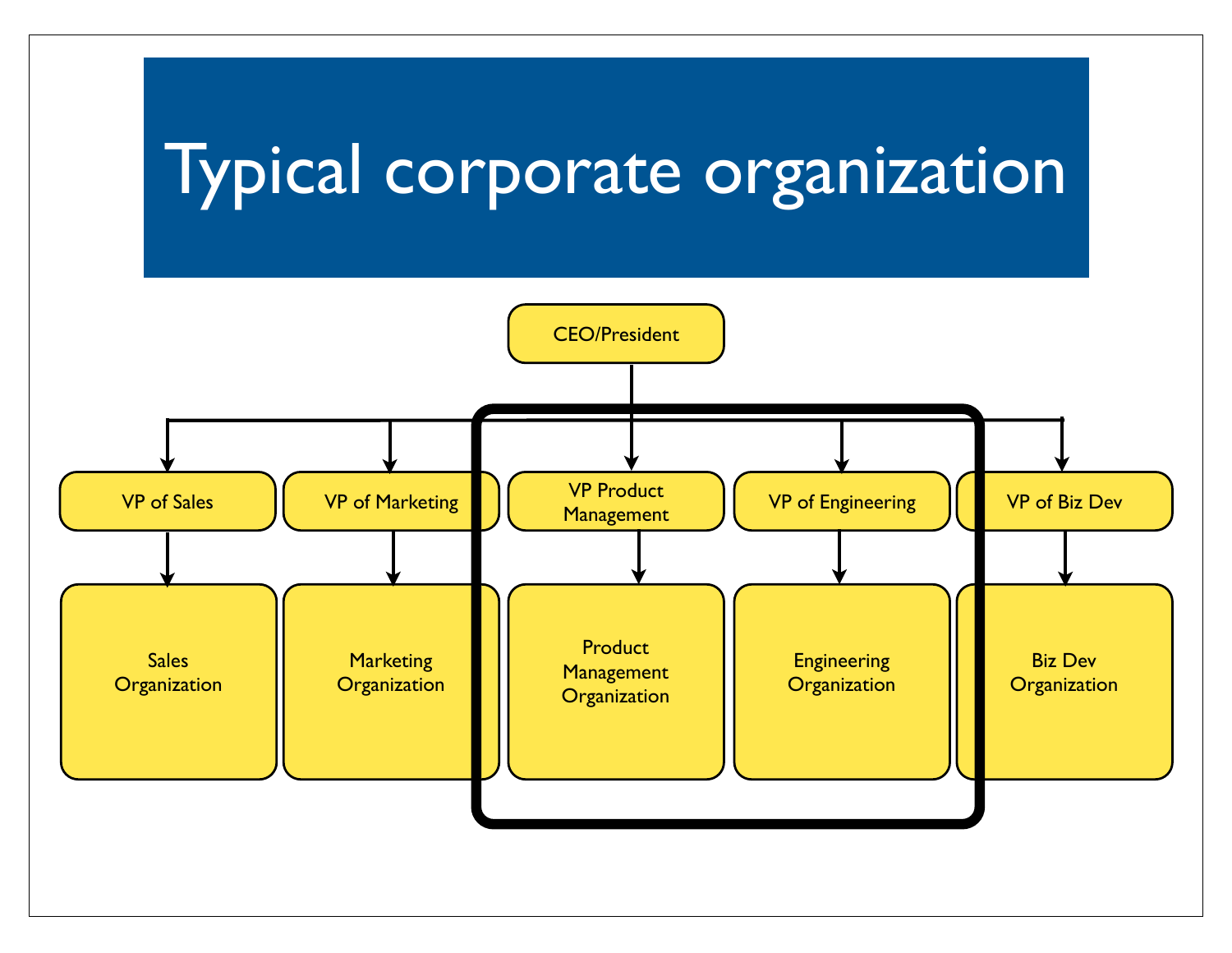# Typical corporate organization

- CEO/President
  - VP of Sales
    - Sales Organization
  - VP of Marketing
    - Marketing Organization
  - VP Product Management
    - Product Management Organization
  - VP of Engineering
    - Engineering Organization
  - VP of Biz Dev
    - Biz Dev Organization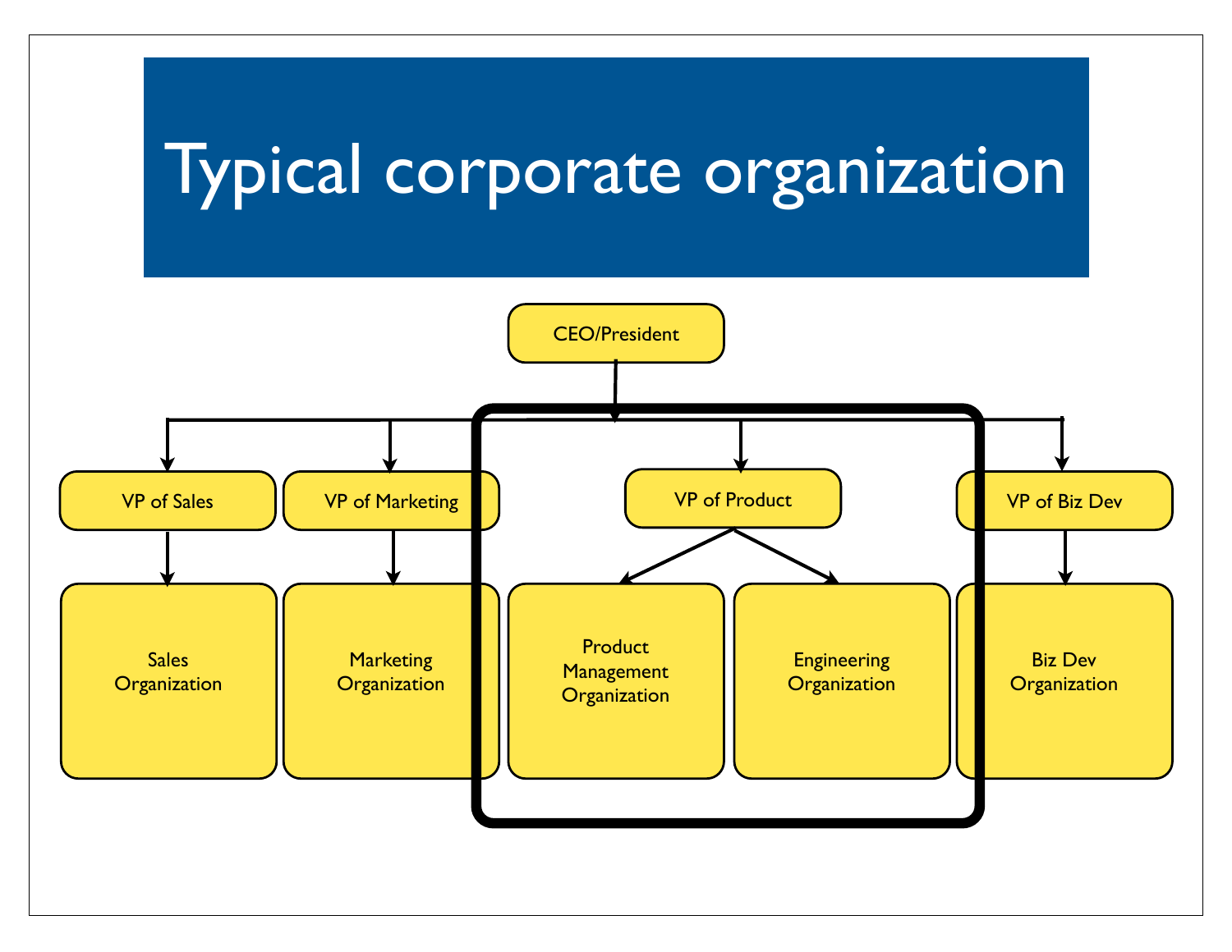# Typical corporate organization

- CEO/President
  - VP of Sales
    - Sales Organization
  - VP of Marketing
    - Marketing Organization
  - VP of Product
    - Product Management Organization
    - Engineering Organization
  - VP of Biz Dev
    - Biz Dev Organization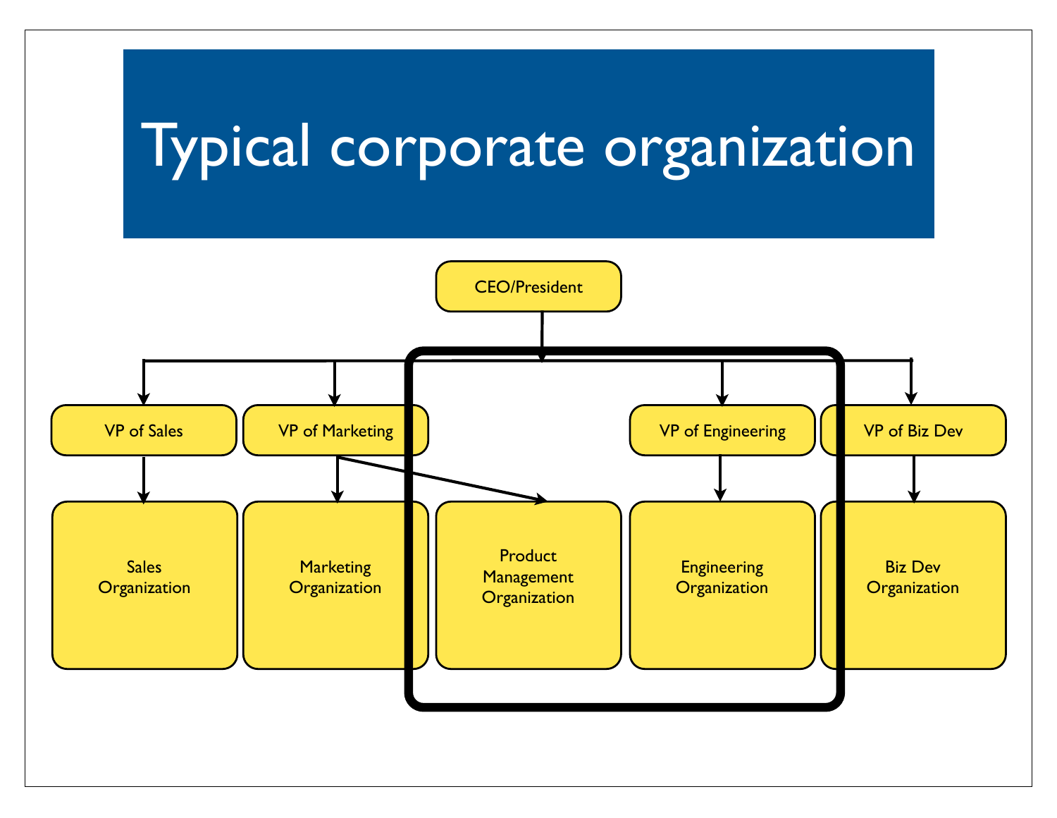# Typical corporate organization

CEO/President

VP of Sales

VP of Marketing

VP of Engineering

VP of Biz Dev

Sales Organization

Marketing Organization

Product Management Organization

Engineering Organization

Biz Dev Organization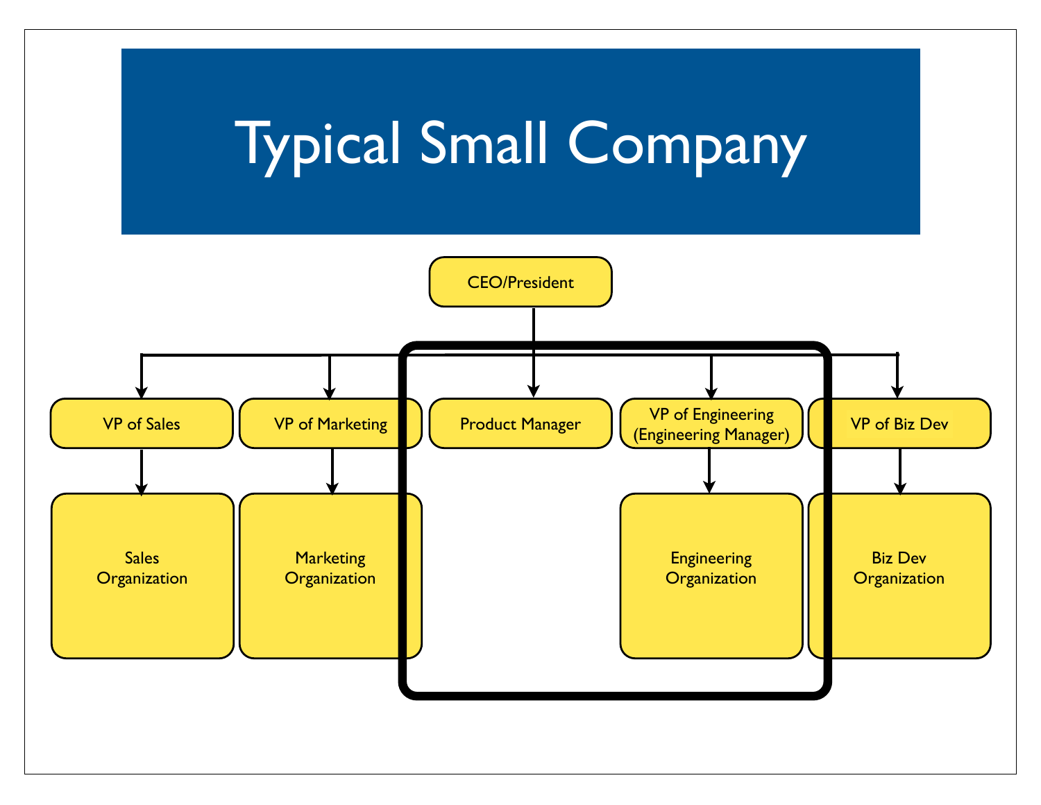# Typical Small Company

- CEO/President
  - VP of Sales
    - Sales Organization
  - VP of Marketing
    - Marketing Organization
  - Product Manager
  - VP of Engineering (Engineering Manager)
    - Engineering Organization
  - VP of Biz Dev
    - Biz Dev Organization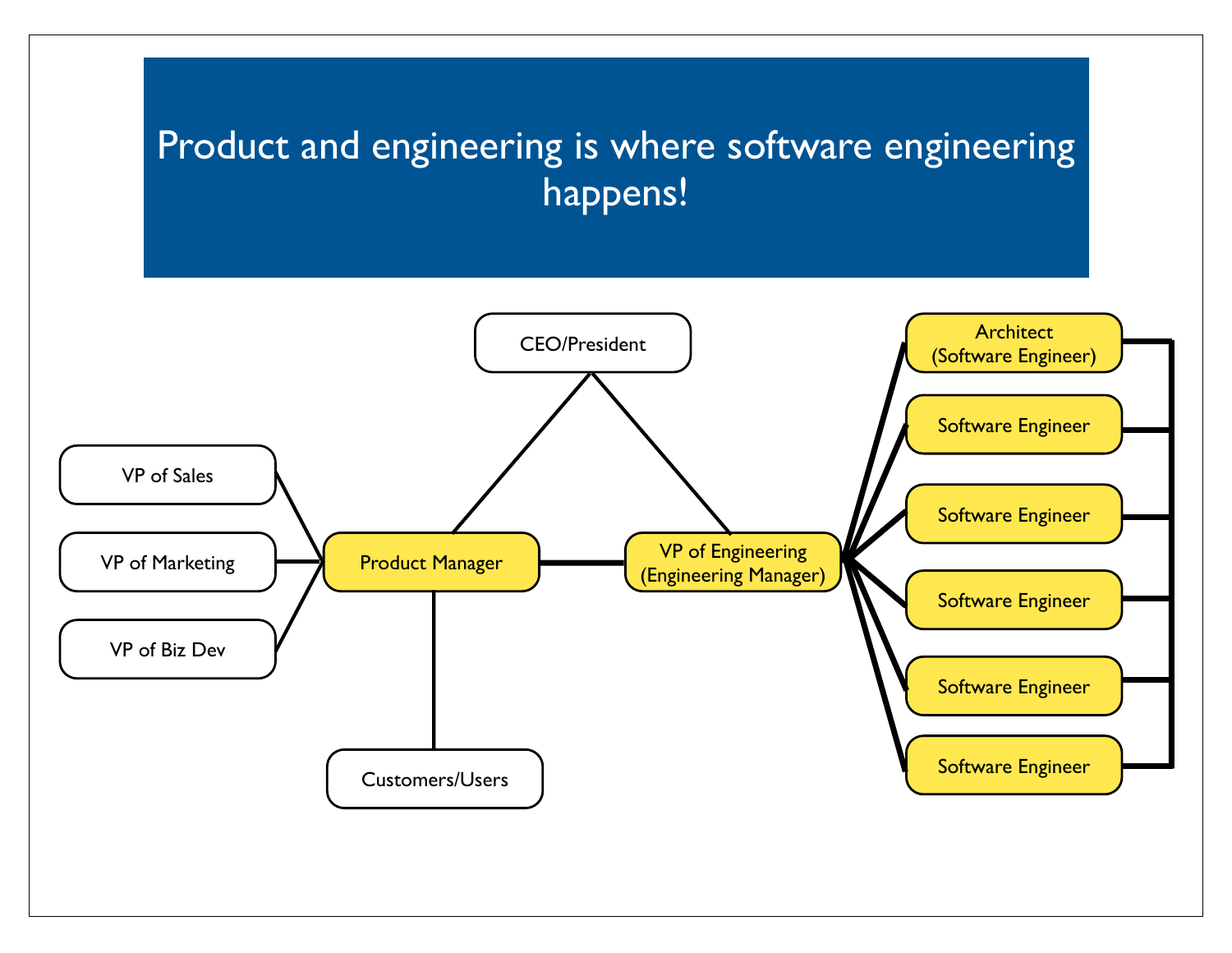# Product and engineering is where software engineering happens!

CEO/President

VP of Sales

VP of Marketing

VP of Biz Dev

Product Manager

VP of Engineering (Engineering Manager)

Customers/Users

Architect (Software Engineer)

Software Engineer

Software Engineer

Software Engineer

Software Engineer

Software Engineer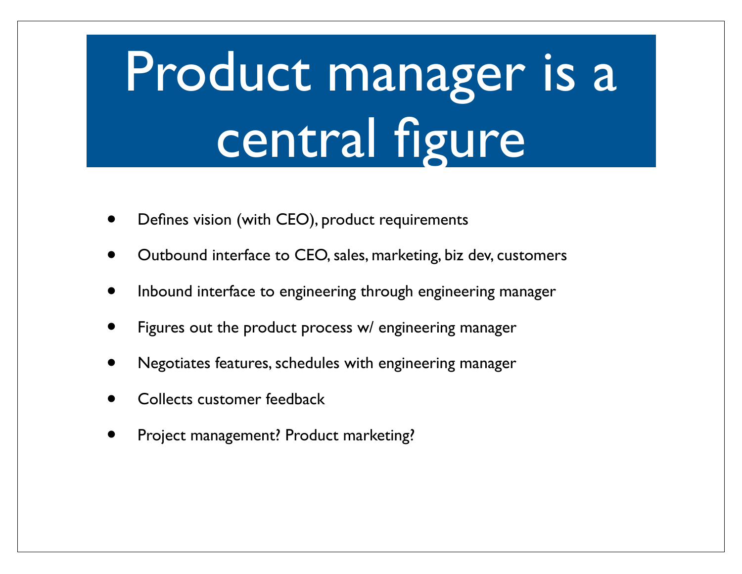# Product manager is a central figure

- Defines vision (with CEO), product requirements
- Outbound interface to CEO, sales, marketing, biz dev, customers
- Inbound interface to engineering through engineering manager
- Figures out the product process w/ engineering manager
- Negotiates features, schedules with engineering manager
- Collects customer feedback
- Project management? Product marketing?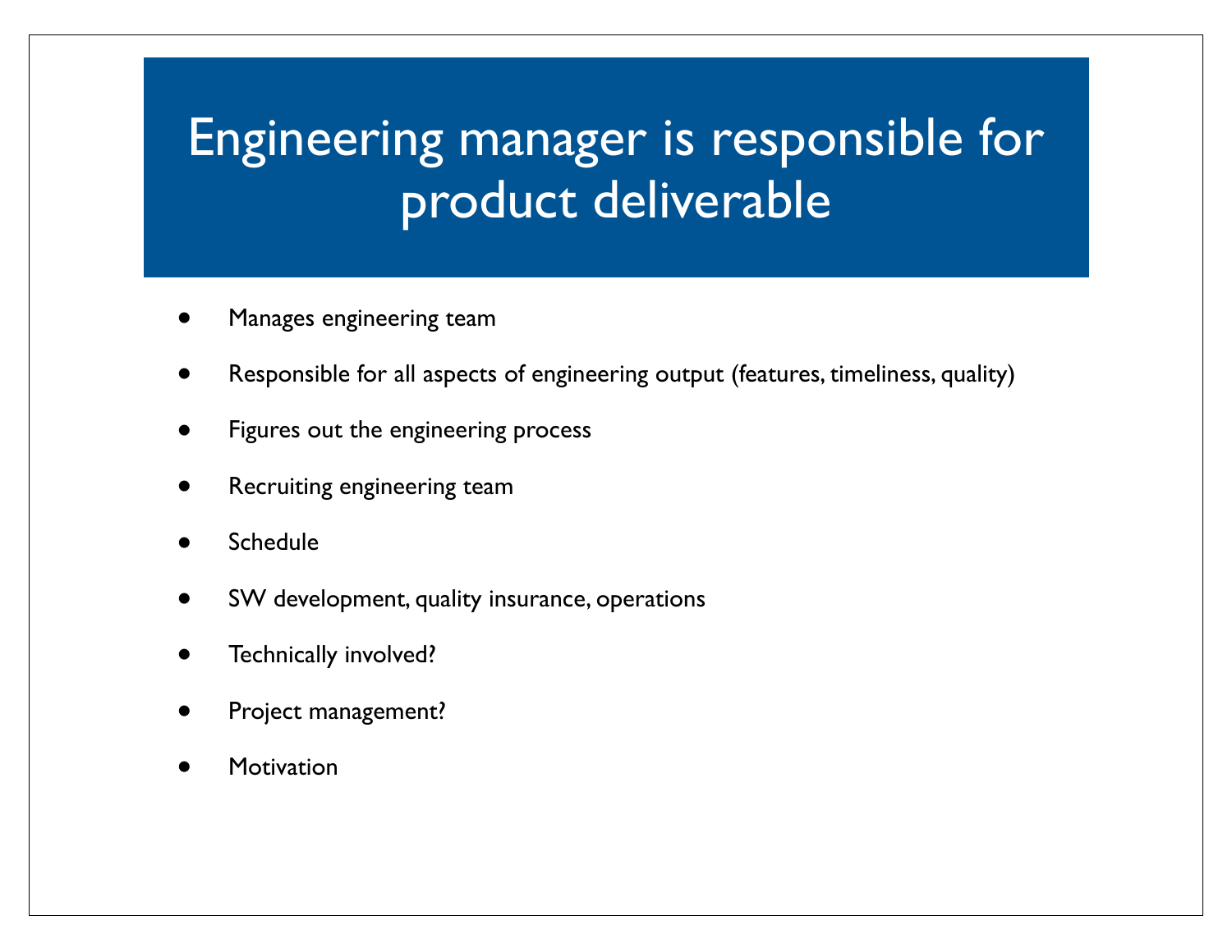# Engineering manager is responsible for product deliverable

- Manages engineering team
- Responsible for all aspects of engineering output (features, timeliness, quality)
- Figures out the engineering process
- Recruiting engineering team
- Schedule
- SW development, quality insurance, operations
- Technically involved?
- Project management?
- Motivation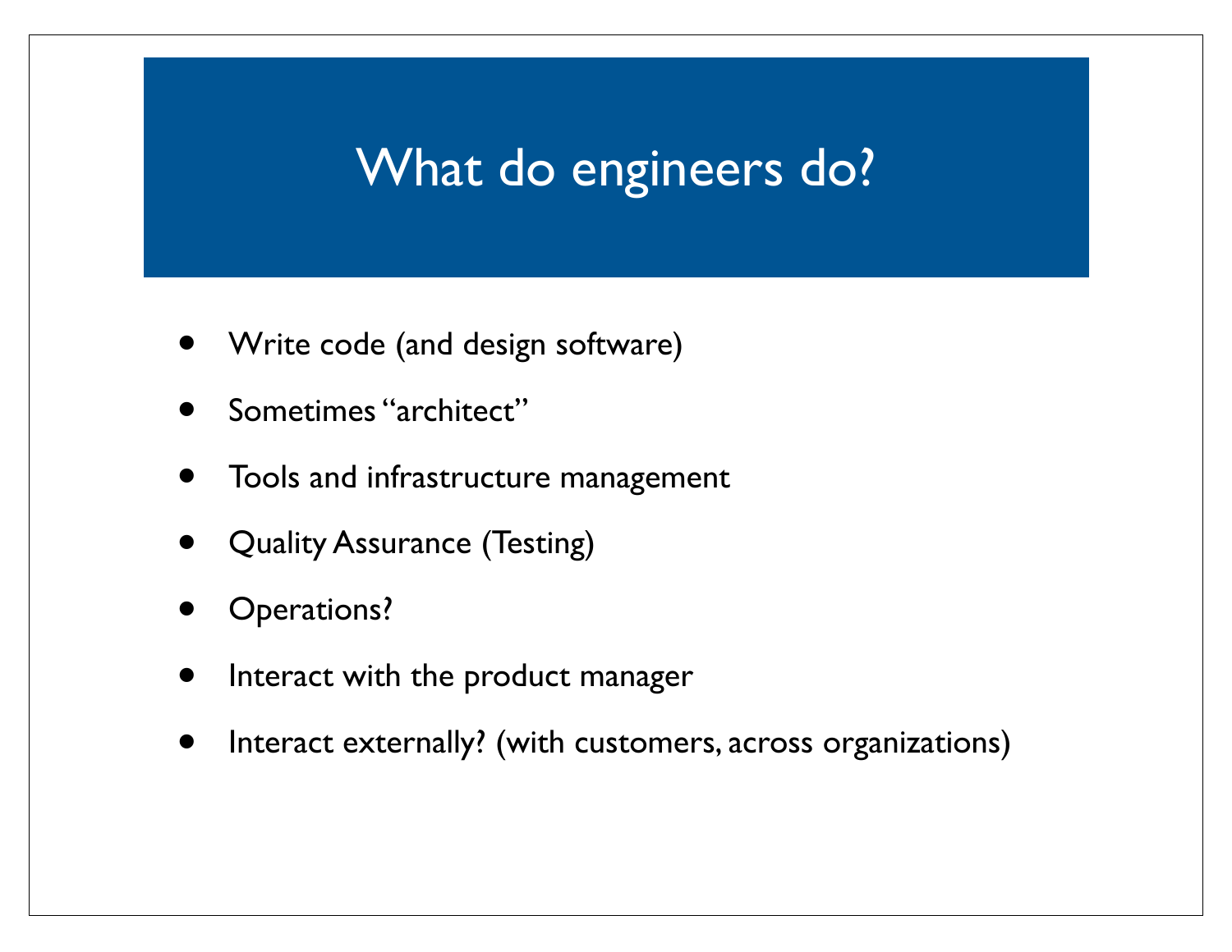# What do engineers do?

- Write code (and design software)
- Sometimes "architect"
- Tools and infrastructure management
- Quality Assurance (Testing)
- Operations?
- Interact with the product manager
- Interact externally? (with customers, across organizations)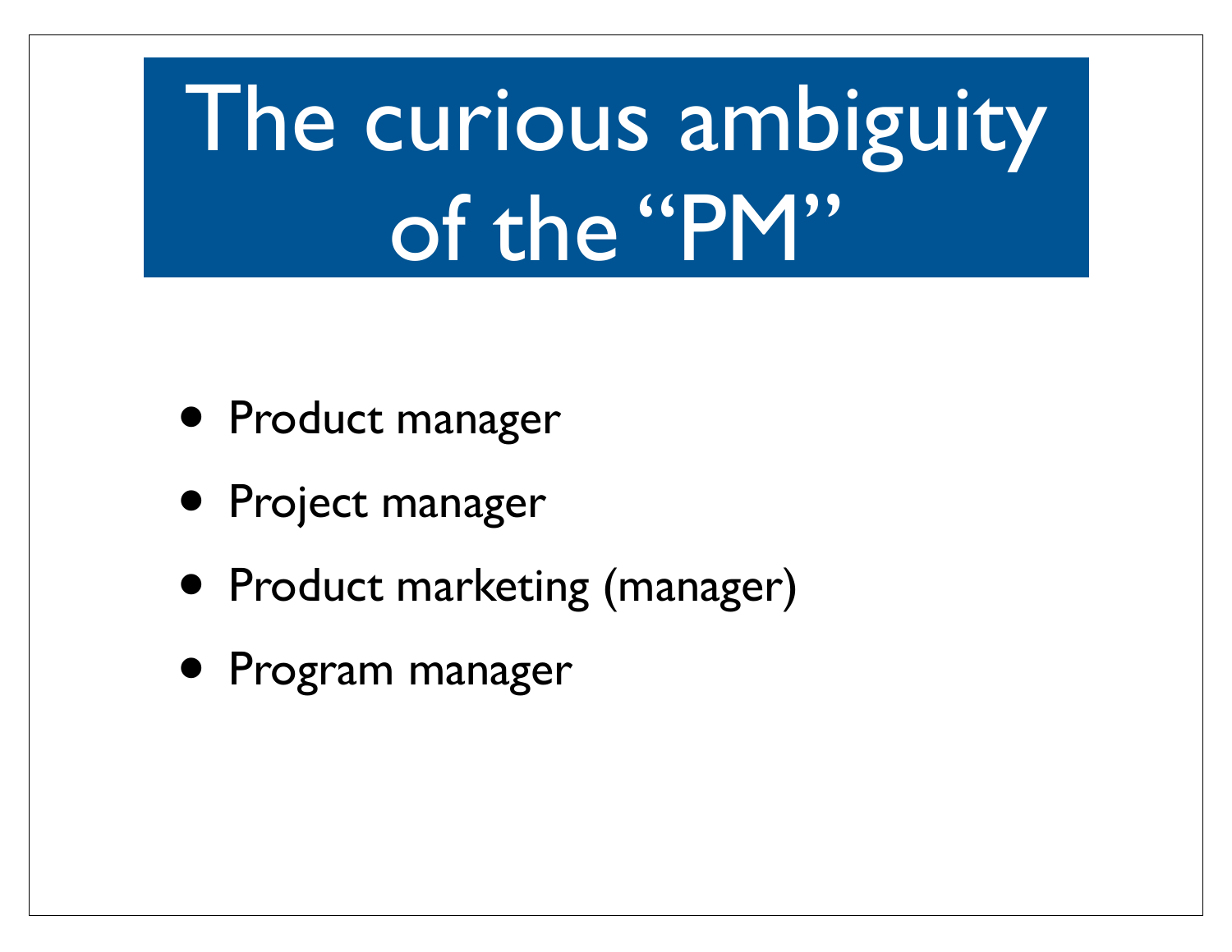# The curious ambiguity of the “PM”

- Product manager
- Project manager
- Product marketing (manager)
- Program manager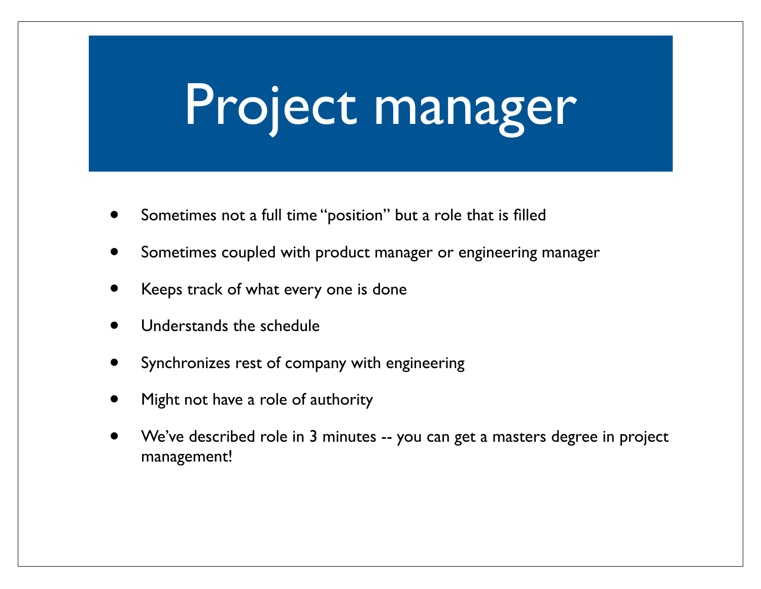# Project manager

- Sometimes not a full time "position" but a role that is filled
- Sometimes coupled with product manager or engineering manager
- Keeps track of what every one is done
- Understands the schedule
- Synchronizes rest of company with engineering
- Might not have a role of authority
- We've described role in 3 minutes -- you can get a masters degree in project management!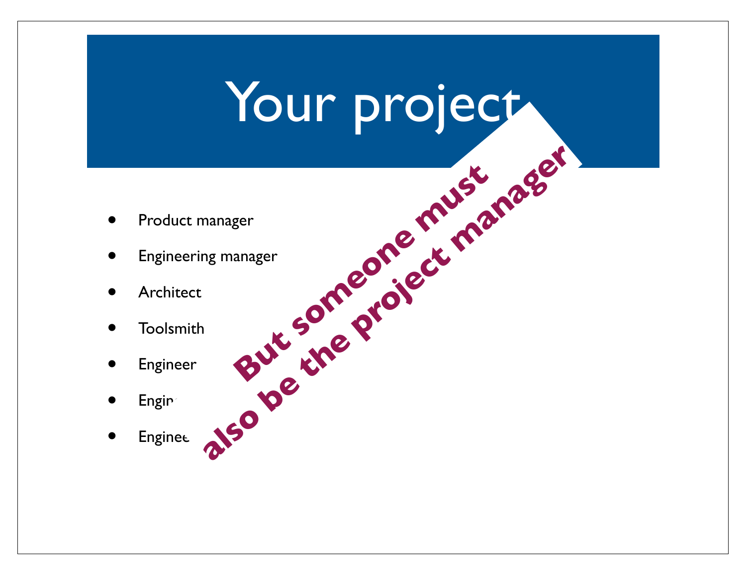# Your project

- Product manager
- Engineering manager
- Architect
- Toolsmith
- Engineer
- Engin
- Enginee

**But someone must also be the project manager**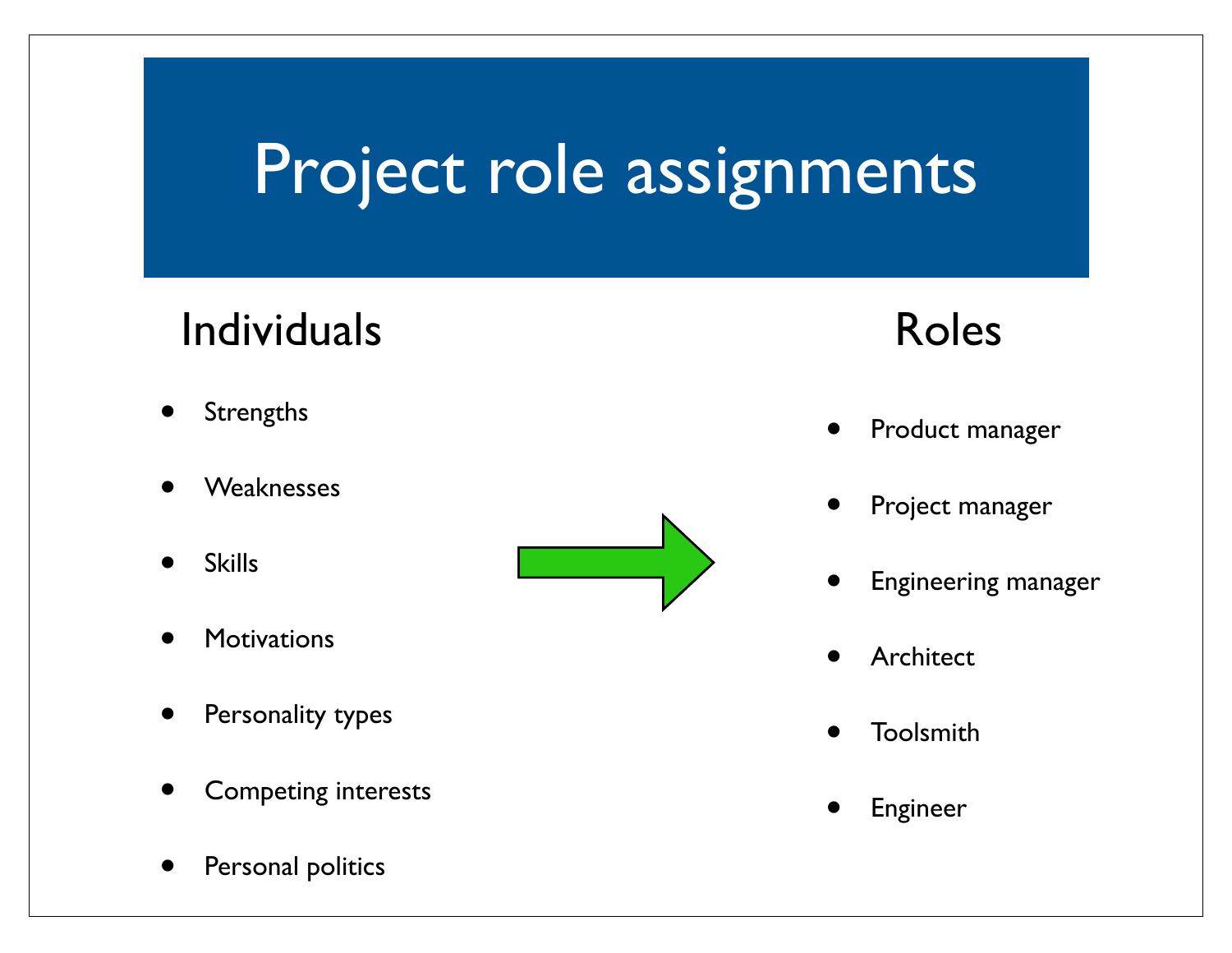# Project role assignments

## Individuals

- Strengths
- Weaknesses
- Skills
- Motivations
- Personality types
- Competing interests
- Personal politics

## Roles

- Product manager
- Project manager
- Engineering manager
- Architect
- Toolsmith
- Engineer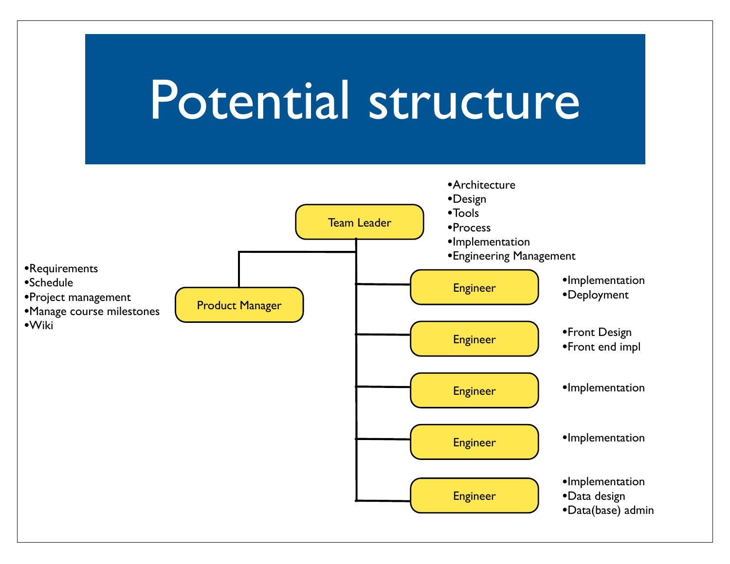# Potential structure

**Team Leader**
- Architecture
- Design
- Tools
- Process
- Implementation
- Engineering Management

**Product Manager**
- Requirements
- Schedule
- Project management
- Manage course milestones
- Wiki

**Engineer**
- Implementation
- Deployment

**Engineer**
- Front Design
- Front end impl

**Engineer**
- Implementation

**Engineer**
- Implementation

**Engineer**
- Implementation
- Data design
- Data(base) admin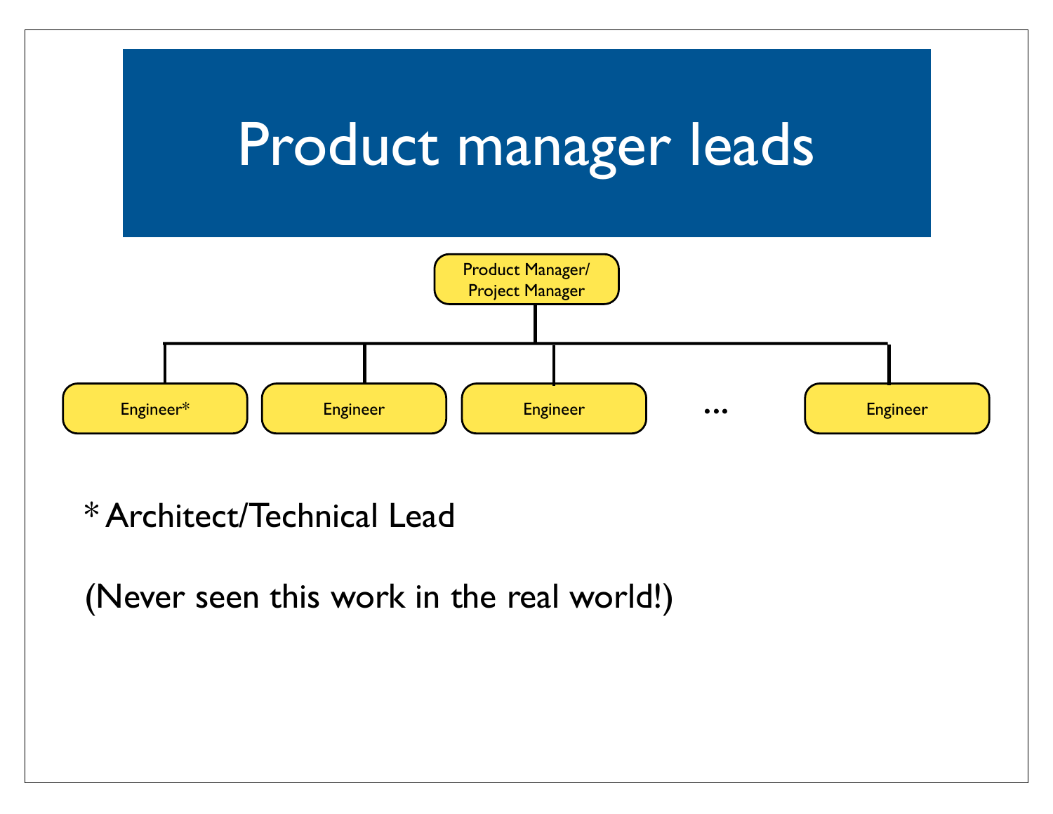# Product manager leads

Product Manager/
Project Manager

Engineer* | Engineer | Engineer | ... | Engineer

* Architect/Technical Lead

(Never seen this work in the real world!)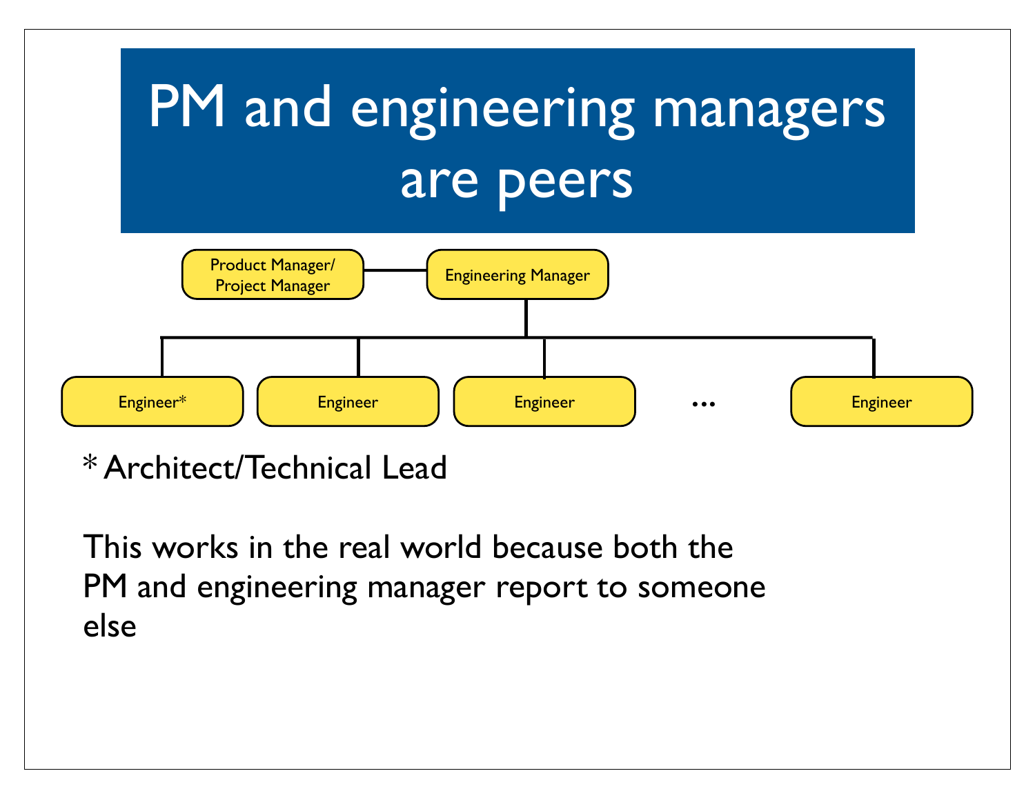# PM and engineering managers are peers

Product Manager/ Project Manager — Engineering Manager

- Engineer*
- Engineer
- Engineer
- ...
- Engineer

\* Architect/Technical Lead

This works in the real world because both the PM and engineering manager report to someone else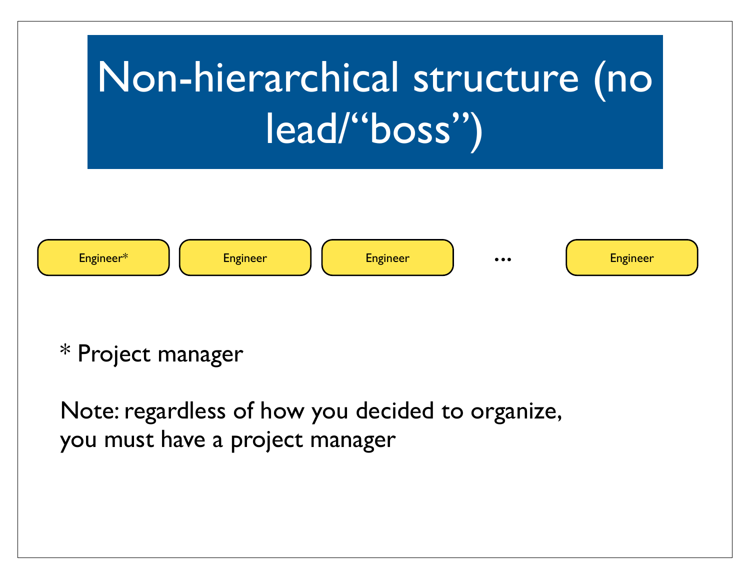# Non-hierarchical structure (no lead/“boss”)

Engineer* | Engineer | Engineer | … | Engineer

* Project manager

Note: regardless of how you decided to organize, you must have a project manager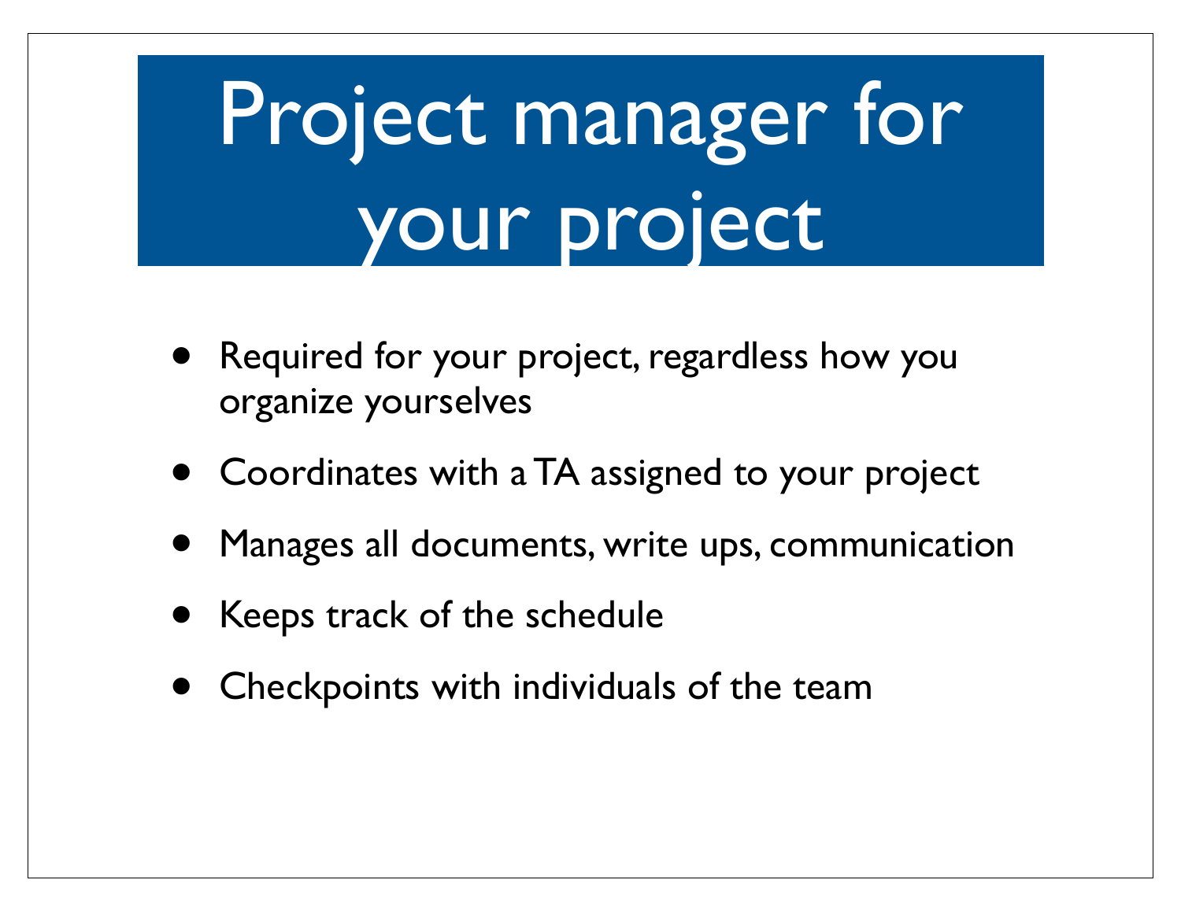# Project manager for your project

- Required for your project, regardless how you organize yourselves
- Coordinates with a TA assigned to your project
- Manages all documents, write ups, communication
- Keeps track of the schedule
- Checkpoints with individuals of the team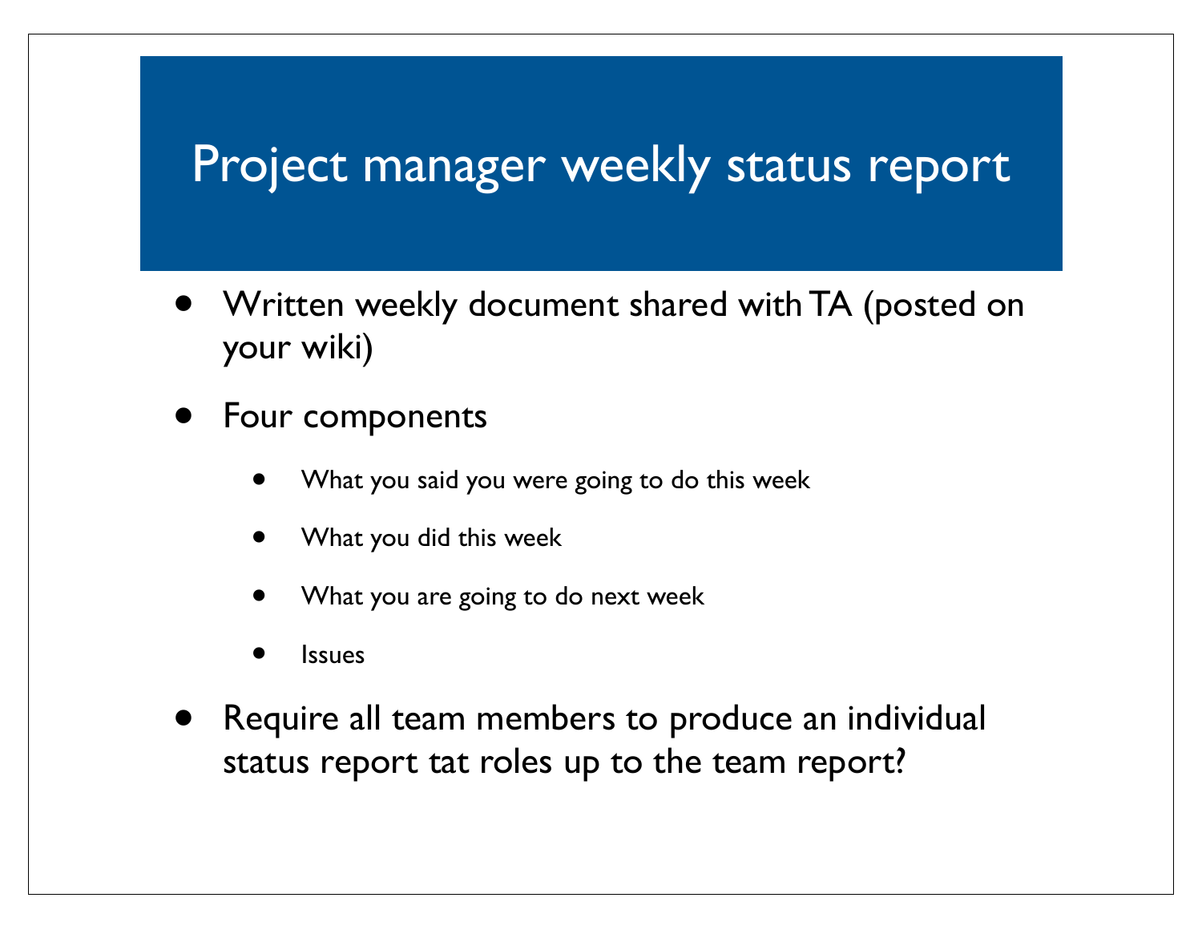# Project manager weekly status report

- Written weekly document shared with TA (posted on your wiki)
- Four components
  - What you said you were going to do this week
  - What you did this week
  - What you are going to do next week
  - Issues
- Require all team members to produce an individual status report tat roles up to the team report?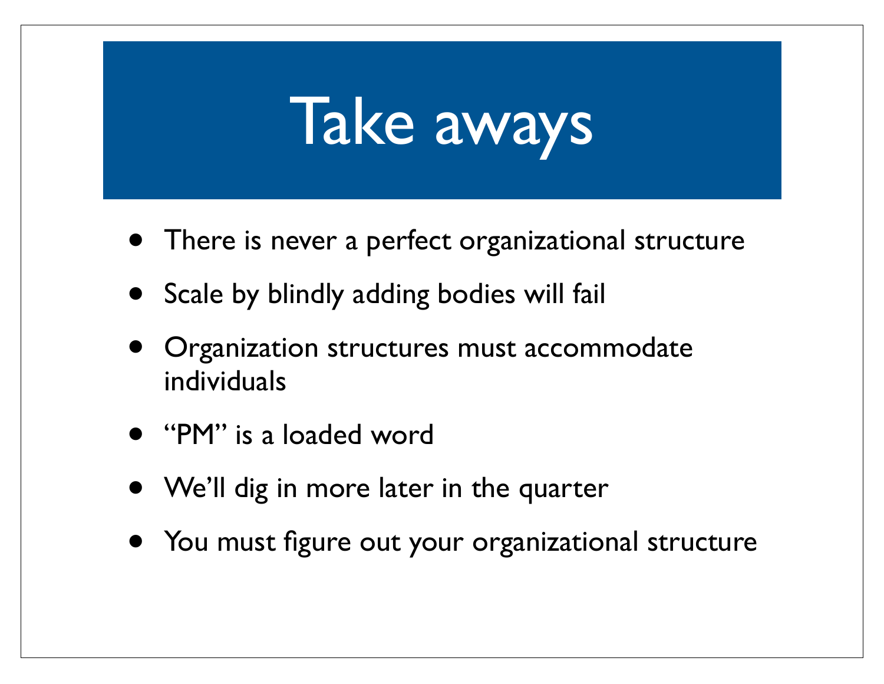# Take aways

- There is never a perfect organizational structure
- Scale by blindly adding bodies will fail
- Organization structures must accommodate individuals
- “PM” is a loaded word
- We’ll dig in more later in the quarter
- You must figure out your organizational structure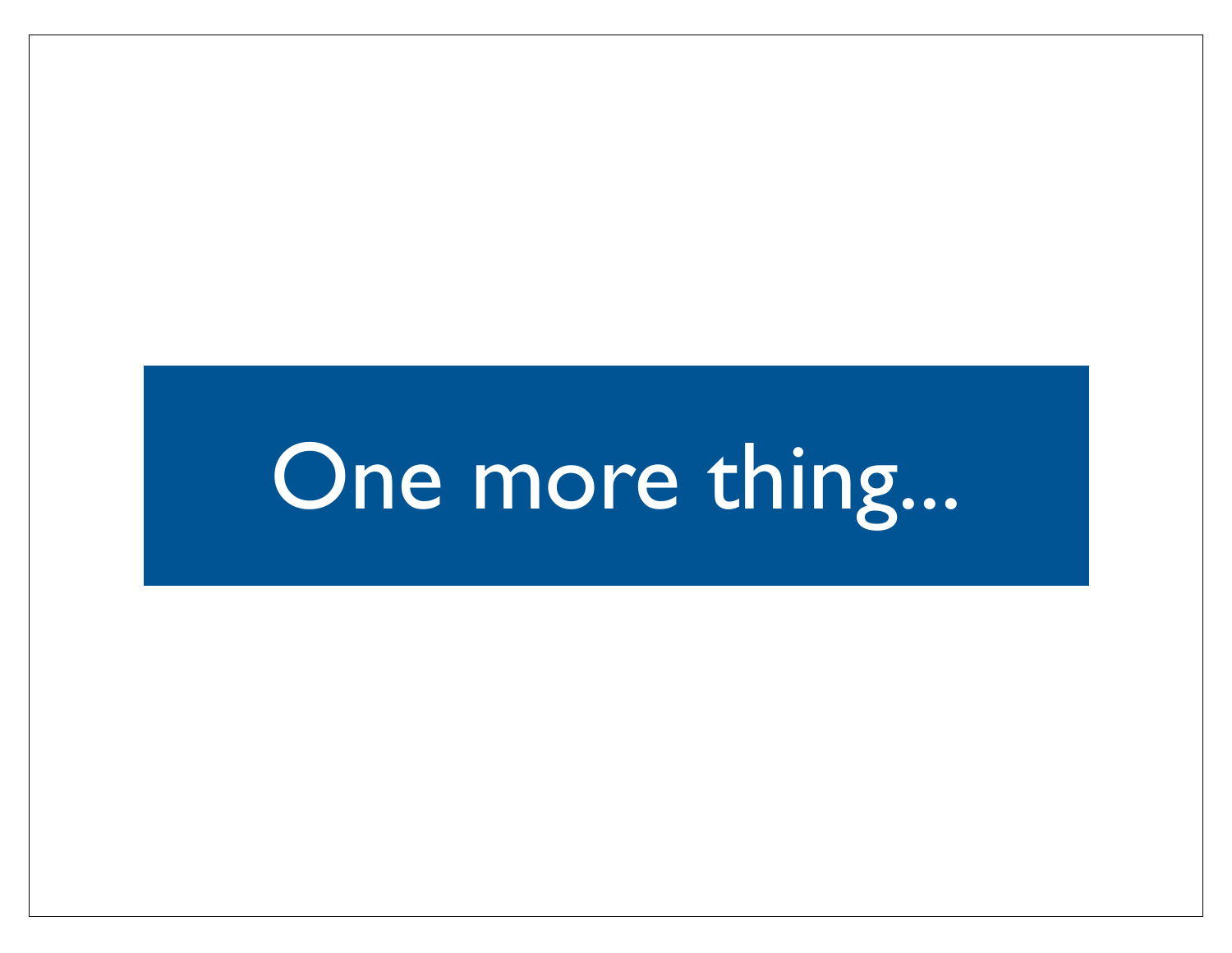# One more thing...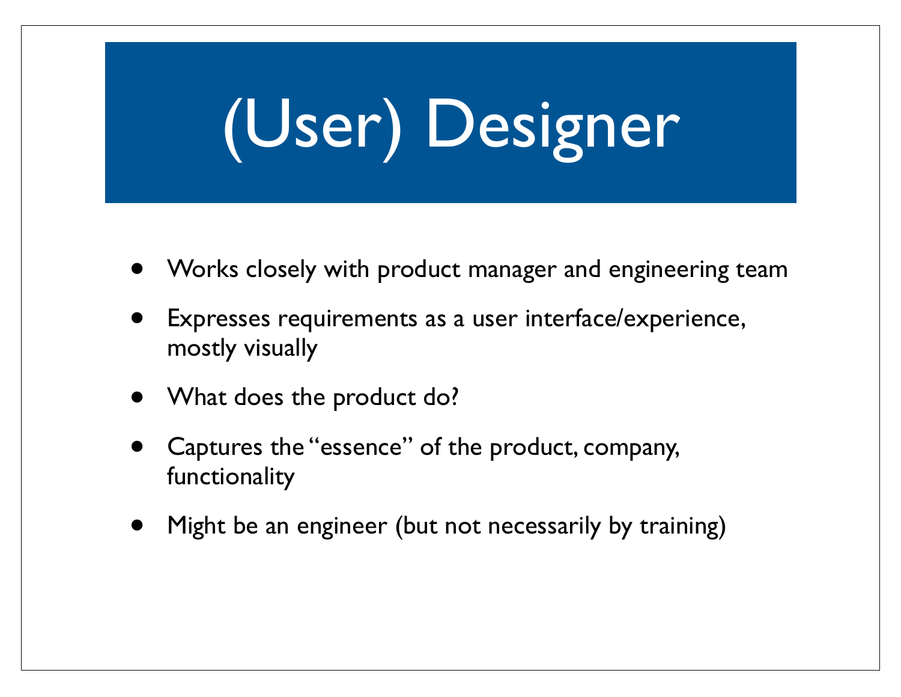# (User) Designer

- Works closely with product manager and engineering team
- Expresses requirements as a user interface/experience, mostly visually
- What does the product do?
- Captures the "essence" of the product, company, functionality
- Might be an engineer (but not necessarily by training)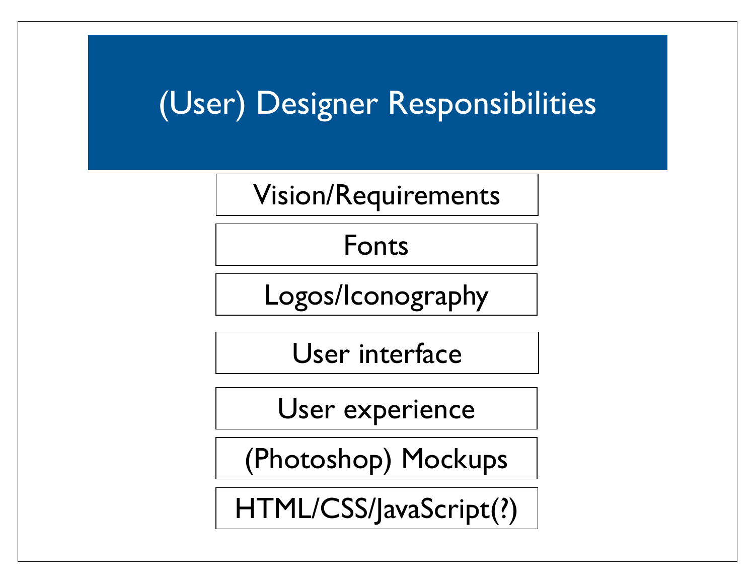# (User) Designer Responsibilities

- Vision/Requirements
- Fonts
- Logos/Iconography
- User interface
- User experience
- (Photoshop) Mockups
- HTML/CSS/JavaScript(?)